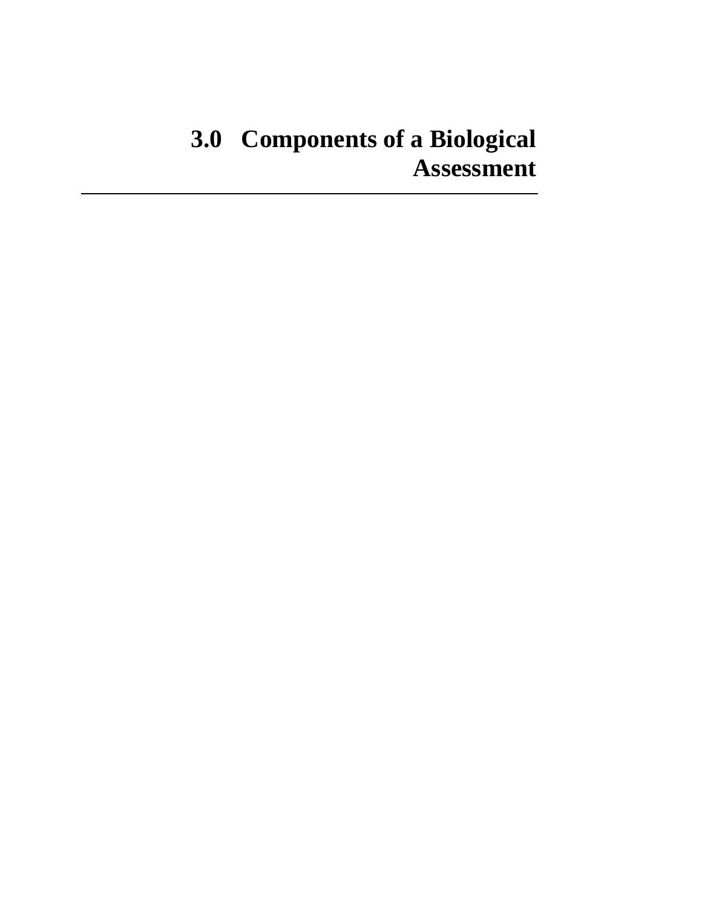# 3.0 Components of a Biological Assessment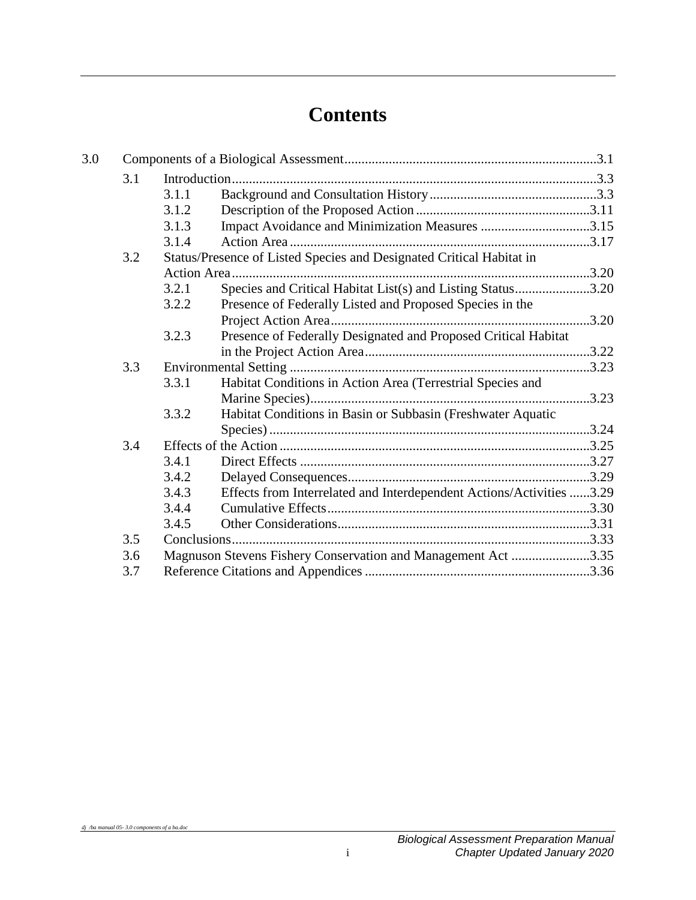# Contents

3.0 Components of a Biological Assessment ........ 3.1

- 3.1 Introduction ........ 3.3
  - 3.1.1 Background and Consultation History ........ 3.3
  - 3.1.2 Description of the Proposed Action ........ 3.11
  - 3.1.3 Impact Avoidance and Minimization Measures ........ 3.15
  - 3.1.4 Action Area ........ 3.17
- 3.2 Status/Presence of Listed Species and Designated Critical Habitat in Action Area ........ 3.20
  - 3.2.1 Species and Critical Habitat List(s) and Listing Status ........ 3.20
  - 3.2.2 Presence of Federally Listed and Proposed Species in the Project Action Area ........ 3.20
  - 3.2.3 Presence of Federally Designated and Proposed Critical Habitat in the Project Action Area ........ 3.22
- 3.3 Environmental Setting ........ 3.23
  - 3.3.1 Habitat Conditions in Action Area (Terrestrial Species and Marine Species) ........ 3.23
  - 3.3.2 Habitat Conditions in Basin or Subbasin (Freshwater Aquatic Species) ........ 3.24
- 3.4 Effects of the Action ........ 3.25
  - 3.4.1 Direct Effects ........ 3.27
  - 3.4.2 Delayed Consequences ........ 3.29
  - 3.4.3 Effects from Interrelated and Interdependent Actions/Activities ........ 3.29
  - 3.4.4 Cumulative Effects ........ 3.30
  - 3.4.5 Other Considerations ........ 3.31
- 3.5 Conclusions ........ 3.33
- 3.6 Magnuson Stevens Fishery Conservation and Management Act ........ 3.35
- 3.7 Reference Citations and Appendices ........ 3.36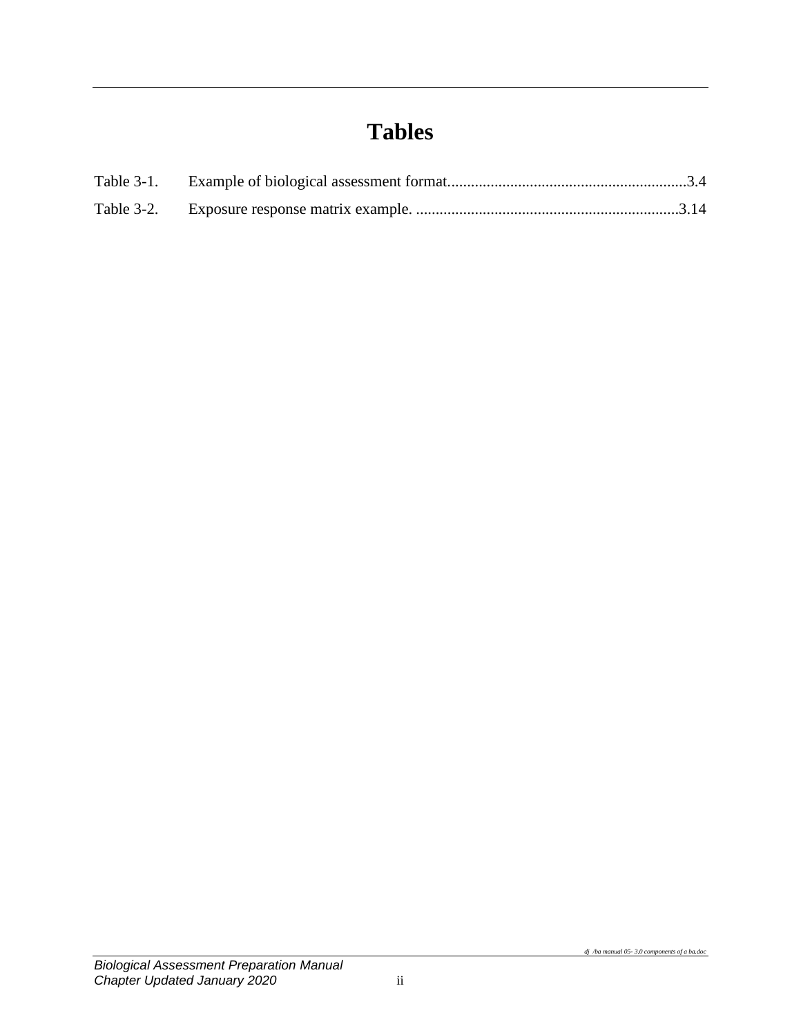# Tables

Table 3-1. Example of biological assessment format............................................................3.4

Table 3-2. Exposure response matrix example. ..................................................................3.14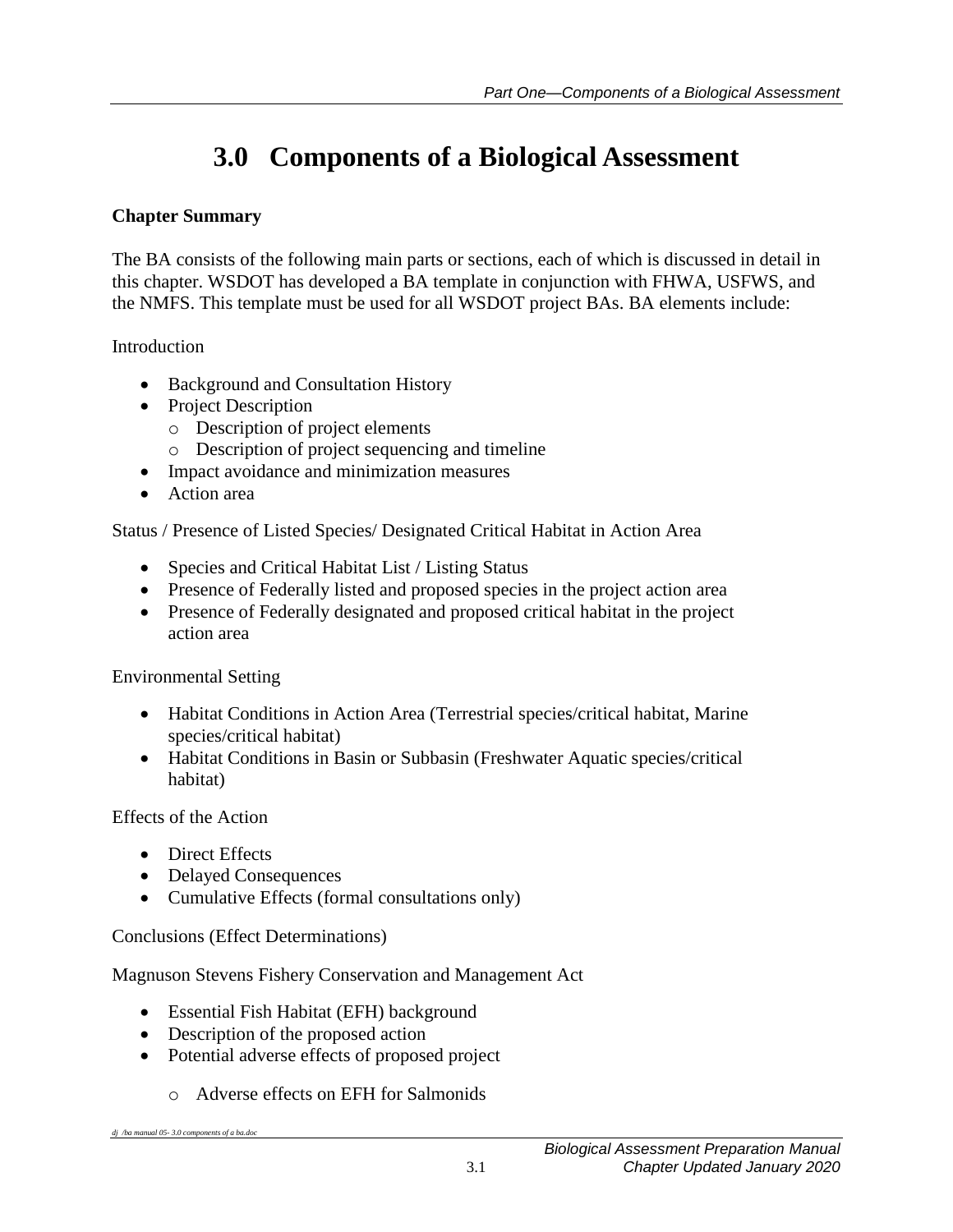# 3.0 Components of a Biological Assessment

**Chapter Summary**

The BA consists of the following main parts or sections, each of which is discussed in detail in this chapter. WSDOT has developed a BA template in conjunction with FHWA, USFWS, and the NMFS. This template must be used for all WSDOT project BAs. BA elements include:

Introduction

- Background and Consultation History
- Project Description
  - Description of project elements
  - Description of project sequencing and timeline
- Impact avoidance and minimization measures
- Action area

Status / Presence of Listed Species/ Designated Critical Habitat in Action Area

- Species and Critical Habitat List / Listing Status
- Presence of Federally listed and proposed species in the project action area
- Presence of Federally designated and proposed critical habitat in the project action area

Environmental Setting

- Habitat Conditions in Action Area (Terrestrial species/critical habitat, Marine species/critical habitat)
- Habitat Conditions in Basin or Subbasin (Freshwater Aquatic species/critical habitat)

Effects of the Action

- Direct Effects
- Delayed Consequences
- Cumulative Effects (formal consultations only)

Conclusions (Effect Determinations)

Magnuson Stevens Fishery Conservation and Management Act

- Essential Fish Habitat (EFH) background
- Description of the proposed action
- Potential adverse effects of proposed project
  - Adverse effects on EFH for Salmonids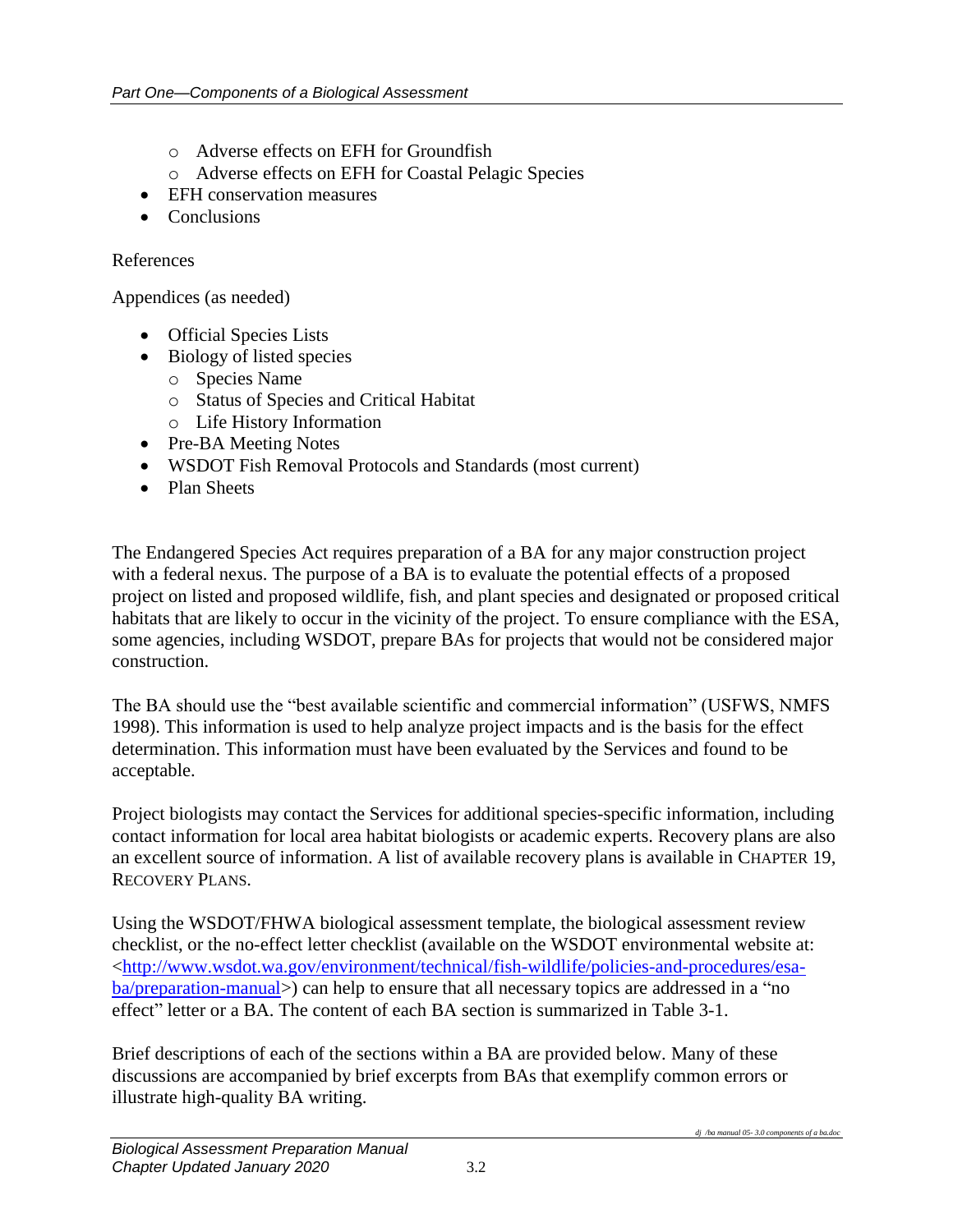- Adverse effects on EFH for Groundfish
    - Adverse effects on EFH for Coastal Pelagic Species
- EFH conservation measures
- Conclusions

References

Appendices (as needed)

- Official Species Lists
- Biology of listed species
    - Species Name
    - Status of Species and Critical Habitat
    - Life History Information
- Pre-BA Meeting Notes
- WSDOT Fish Removal Protocols and Standards (most current)
- Plan Sheets

The Endangered Species Act requires preparation of a BA for any major construction project with a federal nexus. The purpose of a BA is to evaluate the potential effects of a proposed project on listed and proposed wildlife, fish, and plant species and designated or proposed critical habitats that are likely to occur in the vicinity of the project. To ensure compliance with the ESA, some agencies, including WSDOT, prepare BAs for projects that would not be considered major construction.

The BA should use the "best available scientific and commercial information" (USFWS, NMFS 1998). This information is used to help analyze project impacts and is the basis for the effect determination. This information must have been evaluated by the Services and found to be acceptable.

Project biologists may contact the Services for additional species-specific information, including contact information for local area habitat biologists or academic experts. Recovery plans are also an excellent source of information. A list of available recovery plans is available in CHAPTER 19, RECOVERY PLANS.

Using the WSDOT/FHWA biological assessment template, the biological assessment review checklist, or the no-effect letter checklist (available on the WSDOT environmental website at: <http://www.wsdot.wa.gov/environment/technical/fish-wildlife/policies-and-procedures/esa-ba/preparation-manual>) can help to ensure that all necessary topics are addressed in a "no effect" letter or a BA. The content of each BA section is summarized in Table 3-1.

Brief descriptions of each of the sections within a BA are provided below. Many of these discussions are accompanied by brief excerpts from BAs that exemplify common errors or illustrate high-quality BA writing.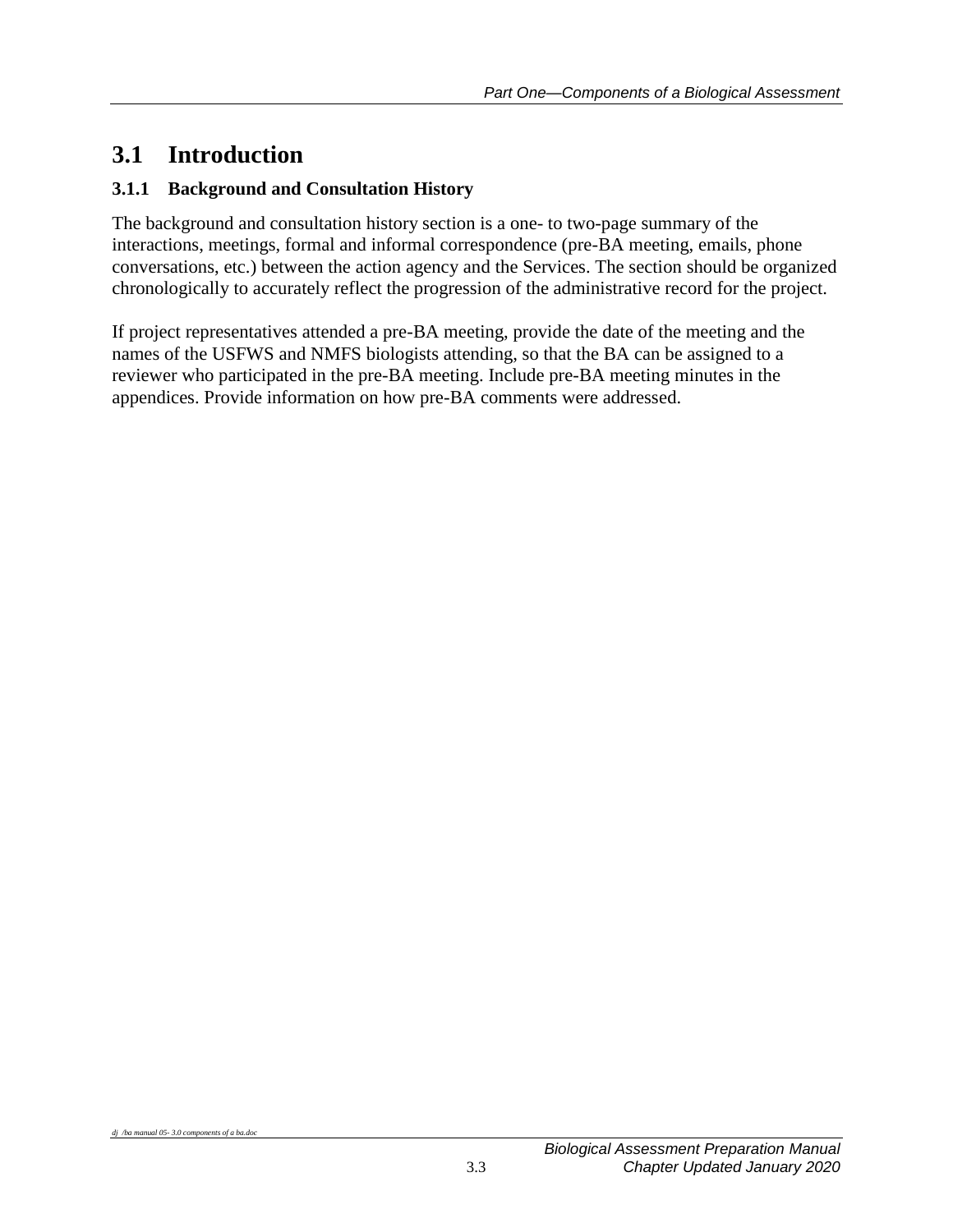## 3.1 Introduction

### 3.1.1 Background and Consultation History

The background and consultation history section is a one- to two-page summary of the interactions, meetings, formal and informal correspondence (pre-BA meeting, emails, phone conversations, etc.) between the action agency and the Services. The section should be organized chronologically to accurately reflect the progression of the administrative record for the project.

If project representatives attended a pre-BA meeting, provide the date of the meeting and the names of the USFWS and NMFS biologists attending, so that the BA can be assigned to a reviewer who participated in the pre-BA meeting. Include pre-BA meeting minutes in the appendices. Provide information on how pre-BA comments were addressed.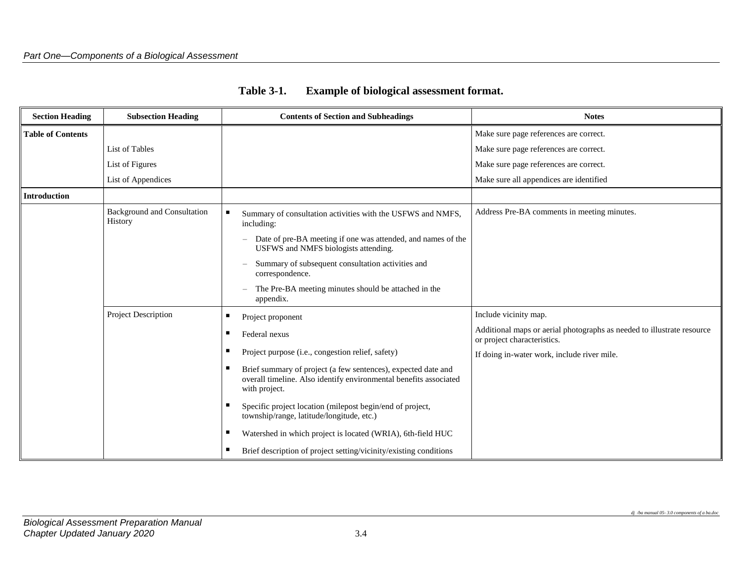**Table 3-1. Example of biological assessment format.**

| Section Heading | Subsection Heading | Contents of Section and Subheadings | Notes |
|---|---|---|---|
| **Table of Contents** | | | Make sure page references are correct. |
| | List of Tables | | Make sure page references are correct. |
| | List of Figures | | Make sure page references are correct. |
| | List of Appendices | | Make sure all appendices are identified |
| **Introduction** | | | |
| | Background and Consultation History | ▪ Summary of consultation activities with the USFWS and NMFS, including:<br>– Date of pre-BA meeting if one was attended, and names of the USFWS and NMFS biologists attending.<br>– Summary of subsequent consultation activities and correspondence.<br>– The Pre-BA meeting minutes should be attached in the appendix. | Address Pre-BA comments in meeting minutes. |
| | Project Description | ▪ Project proponent<br>▪ Federal nexus<br>▪ Project purpose (i.e., congestion relief, safety)<br>▪ Brief summary of project (a few sentences), expected date and overall timeline. Also identify environmental benefits associated with project.<br>▪ Specific project location (milepost begin/end of project, township/range, latitude/longitude, etc.)<br>▪ Watershed in which project is located (WRIA), 6th-field HUC<br>▪ Brief description of project setting/vicinity/existing conditions | Include vicinity map.<br>Additional maps or aerial photographs as needed to illustrate resource or project characteristics.<br>If doing in-water work, include river mile. |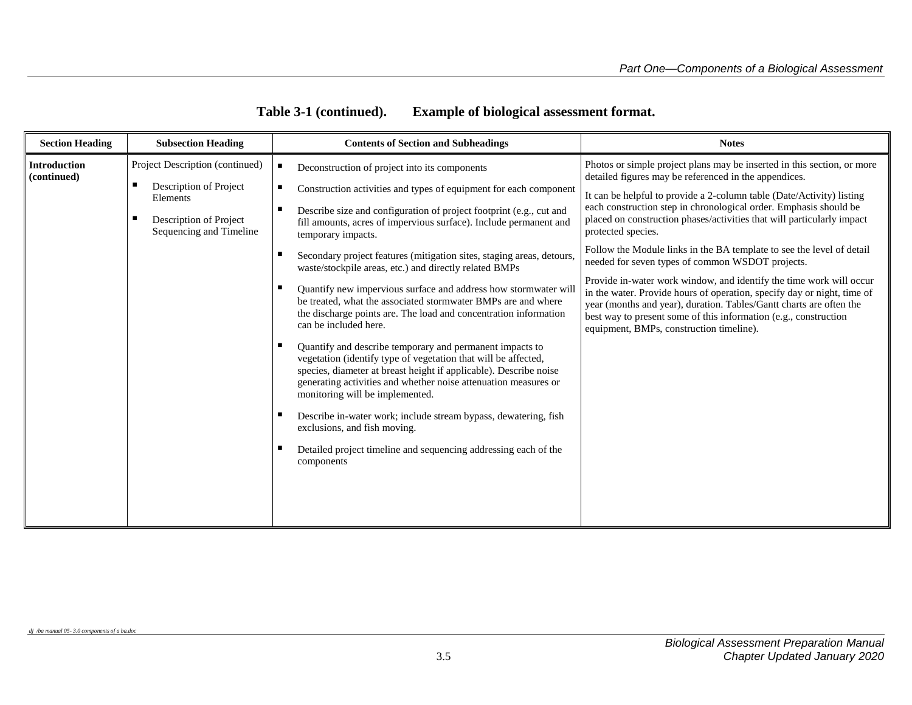**Table 3-1 (continued). Example of biological assessment format.**

| Section Heading | Subsection Heading | Contents of Section and Subheadings | Notes |
|---|---|---|---|
| **Introduction (continued)** | Project Description (continued)<br>▪ Description of Project Elements<br>▪ Description of Project Sequencing and Timeline | ▪ Deconstruction of project into its components<br>▪ Construction activities and types of equipment for each component<br>▪ Describe size and configuration of project footprint (e.g., cut and fill amounts, acres of impervious surface). Include permanent and temporary impacts.<br>▪ Secondary project features (mitigation sites, staging areas, detours, waste/stockpile areas, etc.) and directly related BMPs<br>▪ Quantify new impervious surface and address how stormwater will be treated, what the associated stormwater BMPs are and where the discharge points are. The load and concentration information can be included here.<br>▪ Quantify and describe temporary and permanent impacts to vegetation (identify type of vegetation that will be affected, species, diameter at breast height if applicable). Describe noise generating activities and whether noise attenuation measures or monitoring will be implemented.<br>▪ Describe in-water work; include stream bypass, dewatering, fish exclusions, and fish moving.<br>▪ Detailed project timeline and sequencing addressing each of the components | Photos or simple project plans may be inserted in this section, or more detailed figures may be referenced in the appendices.<br><br>It can be helpful to provide a 2-column table (Date/Activity) listing each construction step in chronological order. Emphasis should be placed on construction phases/activities that will particularly impact protected species.<br><br>Follow the Module links in the BA template to see the level of detail needed for seven types of common WSDOT projects.<br><br>Provide in-water work window, and identify the time work will occur in the water. Provide hours of operation, specify day or night, time of year (months and year), duration. Tables/Gantt charts are often the best way to present some of this information (e.g., construction equipment, BMPs, construction timeline). |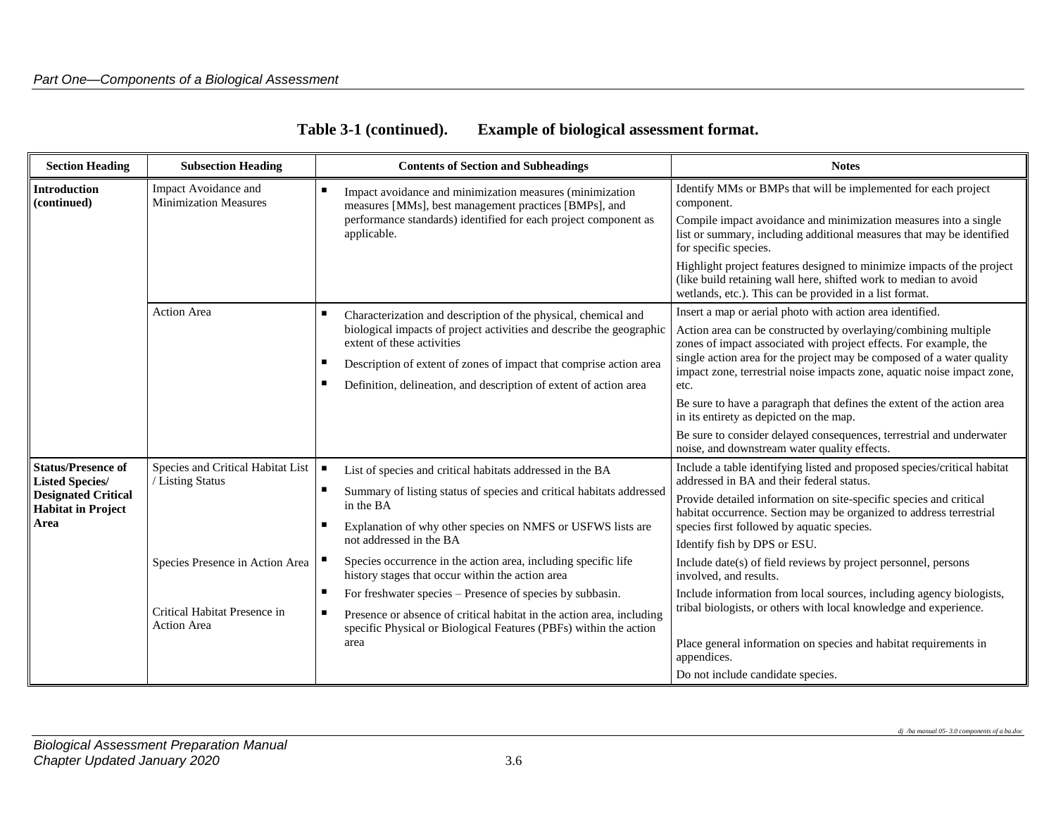**Table 3-1 (continued). Example of biological assessment format.**

| Section Heading | Subsection Heading | Contents of Section and Subheadings | Notes |
|---|---|---|---|
| **Introduction (continued)** | Impact Avoidance and Minimization Measures | ▪ Impact avoidance and minimization measures (minimization measures [MMs], best management practices [BMPs], and performance standards) identified for each project component as applicable. | Identify MMs or BMPs that will be implemented for each project component.<br>Compile impact avoidance and minimization measures into a single list or summary, including additional measures that may be identified for specific species.<br>Highlight project features designed to minimize impacts of the project (like build retaining wall here, shifted work to median to avoid wetlands, etc.). This can be provided in a list format. |
| | Action Area | ▪ Characterization and description of the physical, chemical and biological impacts of project activities and describe the geographic extent of these activities<br>▪ Description of extent of zones of impact that comprise action area<br>▪ Definition, delineation, and description of extent of action area | Insert a map or aerial photo with action area identified.<br>Action area can be constructed by overlaying/combining multiple zones of impact associated with project effects. For example, the single action area for the project may be composed of a water quality impact zone, terrestrial noise impacts zone, aquatic noise impact zone, etc.<br>Be sure to have a paragraph that defines the extent of the action area in its entirety as depicted on the map.<br>Be sure to consider delayed consequences, terrestrial and underwater noise, and downstream water quality effects. |
| **Status/Presence of Listed Species/ Designated Critical Habitat in Project Area** | Species and Critical Habitat List / Listing Status | ▪ List of species and critical habitats addressed in the BA<br>▪ Summary of listing status of species and critical habitats addressed in the BA<br>▪ Explanation of why other species on NMFS or USFWS lists are not addressed in the BA | Include a table identifying listed and proposed species/critical habitat addressed in BA and their federal status.<br>Provide detailed information on site-specific species and critical habitat occurrence. Section may be organized to address terrestrial species first followed by aquatic species.<br>Identify fish by DPS or ESU. |
| | Species Presence in Action Area | ▪ Species occurrence in the action area, including specific life history stages that occur within the action area<br>▪ For freshwater species – Presence of species by subbasin. | Include date(s) of field reviews by project personnel, persons involved, and results.<br>Include information from local sources, including agency biologists, tribal biologists, or others with local knowledge and experience. |
| | Critical Habitat Presence in Action Area | ▪ Presence or absence of critical habitat in the action area, including specific Physical or Biological Features (PBFs) within the action area | Place general information on species and habitat requirements in appendices.<br>Do not include candidate species. |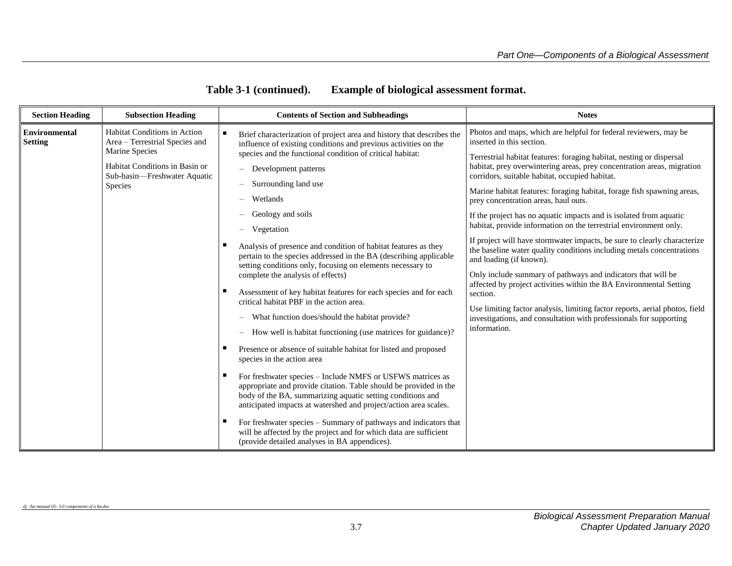**Table 3-1 (continued). Example of biological assessment format.**

| Section Heading | Subsection Heading | Contents of Section and Subheadings | Notes |
|---|---|---|---|
| **Environmental Setting** | Habitat Conditions in Action Area – Terrestrial Species and Marine Species<br><br>Habitat Conditions in Basin or Sub-basin—Freshwater Aquatic Species | ▪ Brief characterization of project area and history that describes the influence of existing conditions and previous activities on the species and the functional condition of critical habitat:<br>– Development patterns<br>– Surrounding land use<br>– Wetlands<br>– Geology and soils<br>– Vegetation<br><br>▪ Analysis of presence and condition of habitat features as they pertain to the species addressed in the BA (describing applicable setting conditions only, focusing on elements necessary to complete the analysis of effects)<br><br>▪ Assessment of key habitat features for each species and for each critical habitat PBF in the action area.<br>– What function does/should the habitat provide?<br>– How well is habitat functioning (use matrices for guidance)?<br><br>▪ Presence or absence of suitable habitat for listed and proposed species in the action area<br><br>▪ For freshwater species – Include NMFS or USFWS matrices as appropriate and provide citation. Table should be provided in the body of the BA, summarizing aquatic setting conditions and anticipated impacts at watershed and project/action area scales.<br><br>▪ For freshwater species – Summary of pathways and indicators that will be affected by the project and for which data are sufficient (provide detailed analyses in BA appendices). | Photos and maps, which are helpful for federal reviewers, may be inserted in this section.<br><br>Terrestrial habitat features: foraging habitat, nesting or dispersal habitat, prey overwintering areas, prey concentration areas, migration corridors, suitable habitat, occupied habitat.<br><br>Marine habitat features: foraging habitat, forage fish spawning areas, prey concentration areas, haul outs.<br><br>If the project has no aquatic impacts and is isolated from aquatic habitat, provide information on the terrestrial environment only.<br><br>If project will have stormwater impacts, be sure to clearly characterize the baseline water quality conditions including metals concentrations and loading (if known).<br><br>Only include summary of pathways and indicators that will be affected by project activities within the BA Environmental Setting section.<br><br>Use limiting factor analysis, limiting factor reports, aerial photos, field investigations, and consultation with professionals for supporting information. |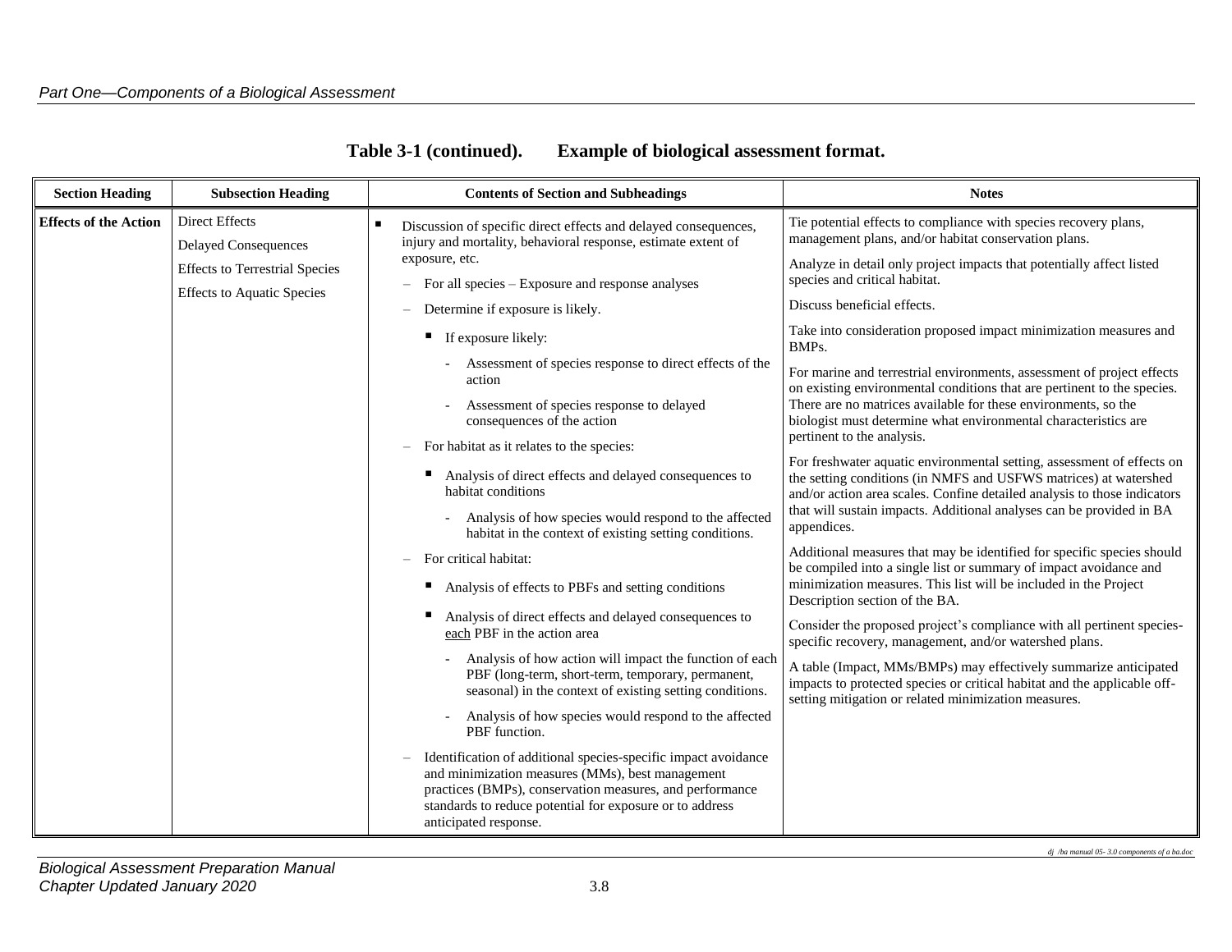**Table 3-1 (continued). Example of biological assessment format.**

| Section Heading | Subsection Heading | Contents of Section and Subheadings | Notes |
|---|---|---|---|
| **Effects of the Action** | Direct Effects<br>Delayed Consequences<br>Effects to Terrestrial Species<br>Effects to Aquatic Species | ▪ Discussion of specific direct effects and delayed consequences, injury and mortality, behavioral response, estimate extent of exposure, etc.<br>– For all species – Exposure and response analyses<br>– Determine if exposure is likely.<br>▪ If exposure likely:<br>- Assessment of species response to direct effects of the action<br>- Assessment of species response to delayed consequences of the action<br>– For habitat as it relates to the species:<br>▪ Analysis of direct effects and delayed consequences to habitat conditions<br>- Analysis of how species would respond to the affected habitat in the context of existing setting conditions.<br>– For critical habitat:<br>▪ Analysis of effects to PBFs and setting conditions<br>▪ Analysis of direct effects and delayed consequences to <u>each</u> PBF in the action area<br>- Analysis of how action will impact the function of each PBF (long-term, short-term, temporary, permanent, seasonal) in the context of existing setting conditions.<br>- Analysis of how species would respond to the affected PBF function.<br>– Identification of additional species-specific impact avoidance and minimization measures (MMs), best management practices (BMPs), conservation measures, and performance standards to reduce potential for exposure or to address anticipated response. | Tie potential effects to compliance with species recovery plans, management plans, and/or habitat conservation plans.<br>Analyze in detail only project impacts that potentially affect listed species and critical habitat.<br>Discuss beneficial effects.<br>Take into consideration proposed impact minimization measures and BMPs.<br>For marine and terrestrial environments, assessment of project effects on existing environmental conditions that are pertinent to the species. There are no matrices available for these environments, so the biologist must determine what environmental characteristics are pertinent to the analysis.<br>For freshwater aquatic environmental setting, assessment of effects on the setting conditions (in NMFS and USFWS matrices) at watershed and/or action area scales. Confine detailed analysis to those indicators that will sustain impacts. Additional analyses can be provided in BA appendices.<br>Additional measures that may be identified for specific species should be compiled into a single list or summary of impact avoidance and minimization measures. This list will be included in the Project Description section of the BA.<br>Consider the proposed project's compliance with all pertinent species-specific recovery, management, and/or watershed plans.<br>A table (Impact, MMs/BMPs) may effectively summarize anticipated impacts to protected species or critical habitat and the applicable off-setting mitigation or related minimization measures. |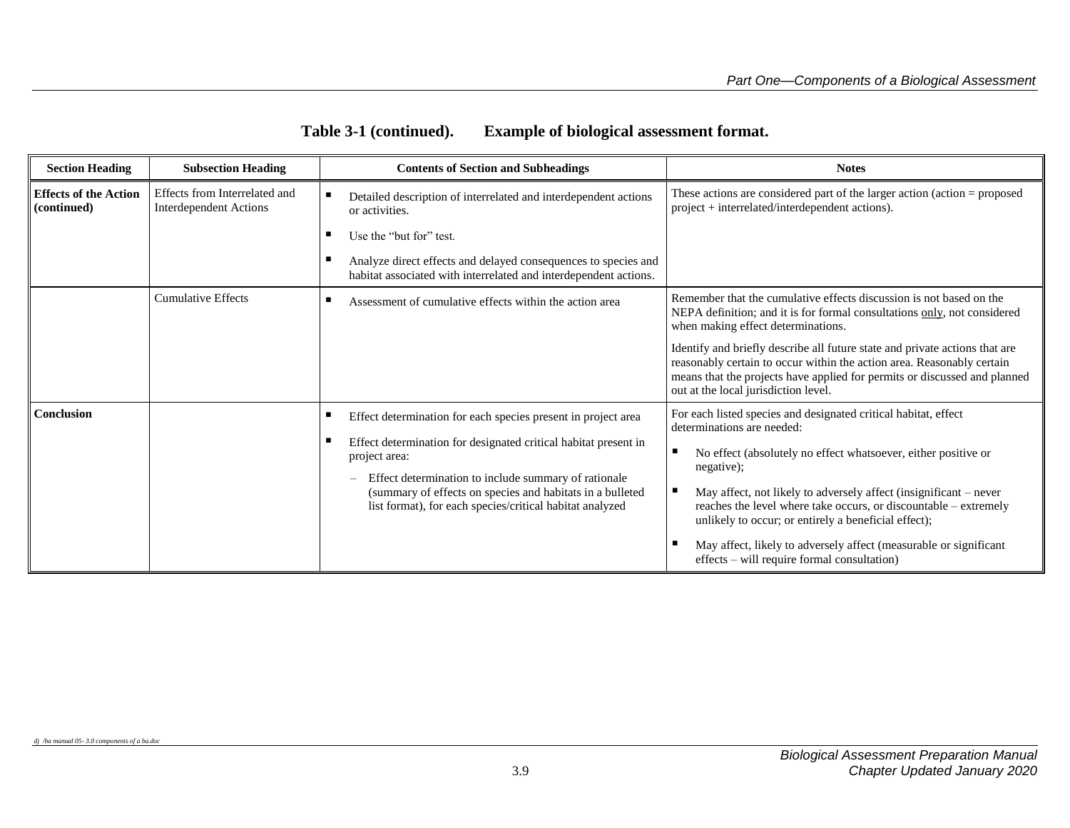**Table 3-1 (continued). Example of biological assessment format.**

| Section Heading | Subsection Heading | Contents of Section and Subheadings | Notes |
|---|---|---|---|
| **Effects of the Action (continued)** | Effects from Interrelated and Interdependent Actions | ▪ Detailed description of interrelated and interdependent actions or activities.<br>▪ Use the "but for" test.<br>▪ Analyze direct effects and delayed consequences to species and habitat associated with interrelated and interdependent actions. | These actions are considered part of the larger action (action = proposed project + interrelated/interdependent actions). |
| | Cumulative Effects | ▪ Assessment of cumulative effects within the action area | Remember that the cumulative effects discussion is not based on the NEPA definition; and it is for formal consultations <u>only</u>, not considered when making effect determinations.<br>Identify and briefly describe all future state and private actions that are reasonably certain to occur within the action area. Reasonably certain means that the projects have applied for permits or discussed and planned out at the local jurisdiction level. |
| **Conclusion** | | ▪ Effect determination for each species present in project area<br>▪ Effect determination for designated critical habitat present in project area:<br>– Effect determination to include summary of rationale (summary of effects on species and habitats in a bulleted list format), for each species/critical habitat analyzed | For each listed species and designated critical habitat, effect determinations are needed:<br>▪ No effect (absolutely no effect whatsoever, either positive or negative);<br>▪ May affect, not likely to adversely affect (insignificant – never reaches the level where take occurs, or discountable – extremely unlikely to occur; or entirely a beneficial effect);<br>▪ May affect, likely to adversely affect (measurable or significant effects – will require formal consultation) |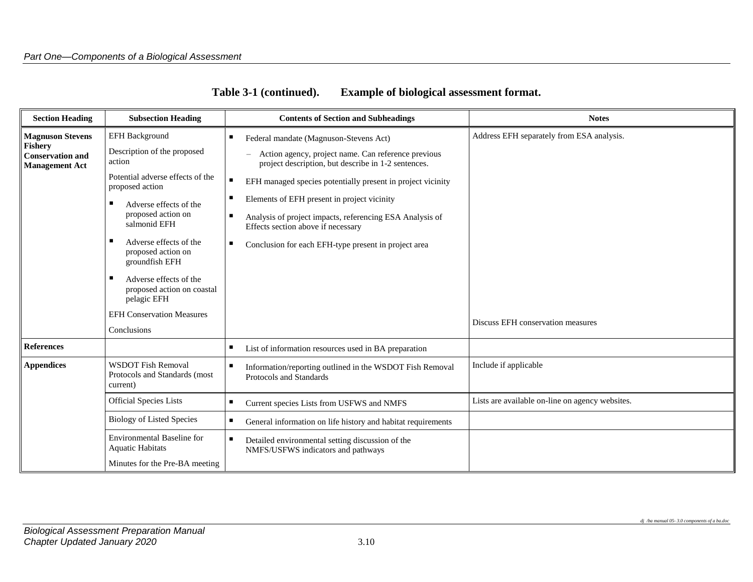**Table 3-1 (continued). Example of biological assessment format.**

| Section Heading | Subsection Heading | Contents of Section and Subheadings | Notes |
|---|---|---|---|
| **Magnuson Stevens Fishery Conservation and Management Act** | EFH Background<br>Description of the proposed action<br>Potential adverse effects of the proposed action<br>▪ Adverse effects of the proposed action on salmonid EFH<br>▪ Adverse effects of the proposed action on groundfish EFH<br>▪ Adverse effects of the proposed action on coastal pelagic EFH<br>EFH Conservation Measures<br>Conclusions | ▪ Federal mandate (Magnuson-Stevens Act)<br>– Action agency, project name. Can reference previous project description, but describe in 1-2 sentences.<br>▪ EFH managed species potentially present in project vicinity<br>▪ Elements of EFH present in project vicinity<br>▪ Analysis of project impacts, referencing ESA Analysis of Effects section above if necessary<br>▪ Conclusion for each EFH-type present in project area | Address EFH separately from ESA analysis.<br><br>Discuss EFH conservation measures |
| **References** | | ▪ List of information resources used in BA preparation | |
| **Appendices** | WSDOT Fish Removal Protocols and Standards (most current) | ▪ Information/reporting outlined in the WSDOT Fish Removal Protocols and Standards | Include if applicable |
| | Official Species Lists | ▪ Current species Lists from USFWS and NMFS | Lists are available on-line on agency websites. |
| | Biology of Listed Species | ▪ General information on life history and habitat requirements | |
| | Environmental Baseline for Aquatic Habitats<br>Minutes for the Pre-BA meeting | ▪ Detailed environmental setting discussion of the NMFS/USFWS indicators and pathways | |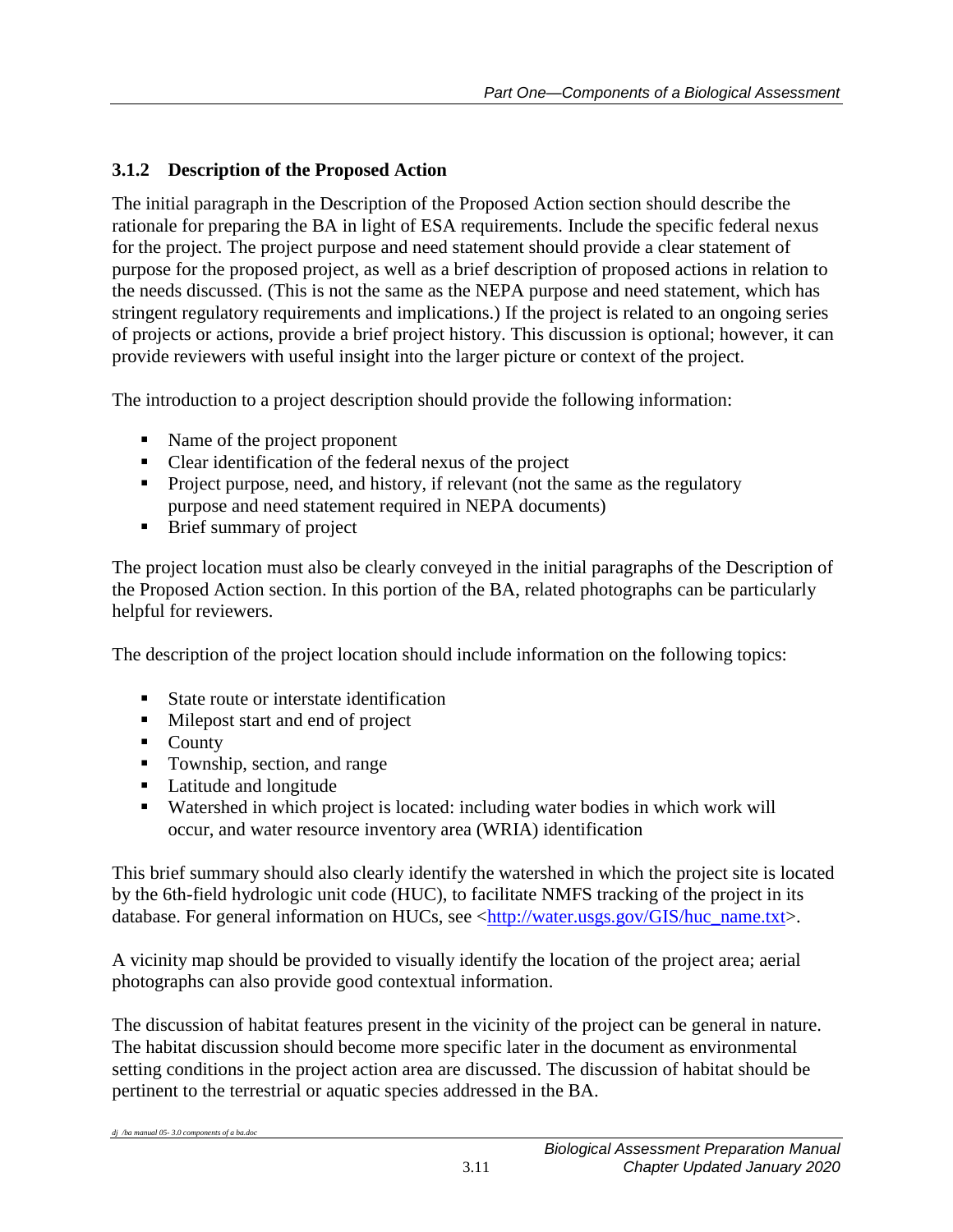### 3.1.2 Description of the Proposed Action

The initial paragraph in the Description of the Proposed Action section should describe the rationale for preparing the BA in light of ESA requirements. Include the specific federal nexus for the project. The project purpose and need statement should provide a clear statement of purpose for the proposed project, as well as a brief description of proposed actions in relation to the needs discussed. (This is not the same as the NEPA purpose and need statement, which has stringent regulatory requirements and implications.) If the project is related to an ongoing series of projects or actions, provide a brief project history. This discussion is optional; however, it can provide reviewers with useful insight into the larger picture or context of the project.

The introduction to a project description should provide the following information:

- Name of the project proponent
- Clear identification of the federal nexus of the project
- Project purpose, need, and history, if relevant (not the same as the regulatory purpose and need statement required in NEPA documents)
- Brief summary of project

The project location must also be clearly conveyed in the initial paragraphs of the Description of the Proposed Action section. In this portion of the BA, related photographs can be particularly helpful for reviewers.

The description of the project location should include information on the following topics:

- State route or interstate identification
- Milepost start and end of project
- County
- Township, section, and range
- Latitude and longitude
- Watershed in which project is located: including water bodies in which work will occur, and water resource inventory area (WRIA) identification

This brief summary should also clearly identify the watershed in which the project site is located by the 6th-field hydrologic unit code (HUC), to facilitate NMFS tracking of the project in its database. For general information on HUCs, see <http://water.usgs.gov/GIS/huc_name.txt>.

A vicinity map should be provided to visually identify the location of the project area; aerial photographs can also provide good contextual information.

The discussion of habitat features present in the vicinity of the project can be general in nature. The habitat discussion should become more specific later in the document as environmental setting conditions in the project action area are discussed. The discussion of habitat should be pertinent to the terrestrial or aquatic species addressed in the BA.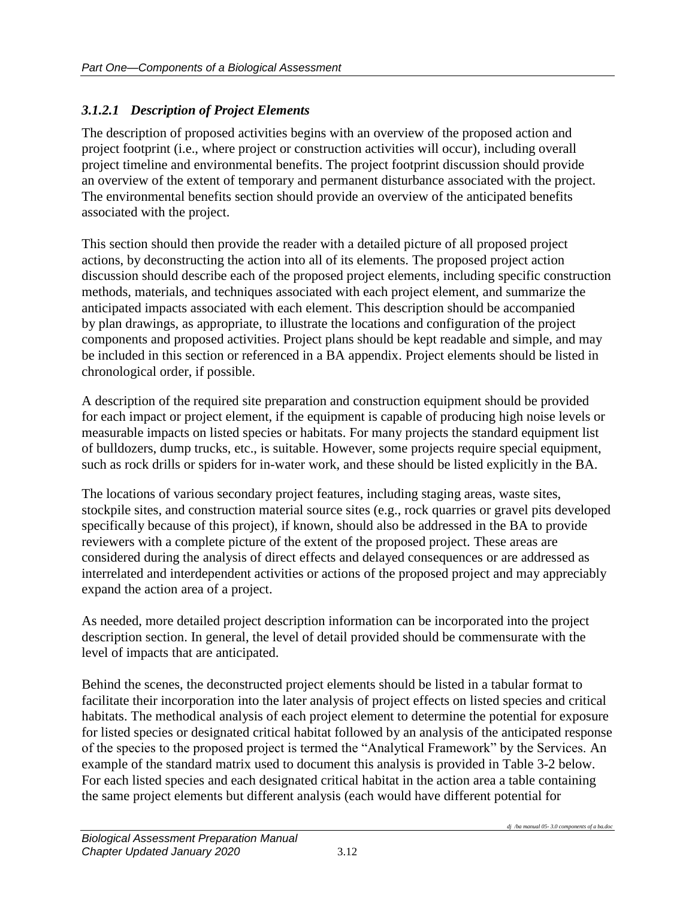### *3.1.2.1 Description of Project Elements*

The description of proposed activities begins with an overview of the proposed action and project footprint (i.e., where project or construction activities will occur), including overall project timeline and environmental benefits. The project footprint discussion should provide an overview of the extent of temporary and permanent disturbance associated with the project. The environmental benefits section should provide an overview of the anticipated benefits associated with the project.

This section should then provide the reader with a detailed picture of all proposed project actions, by deconstructing the action into all of its elements. The proposed project action discussion should describe each of the proposed project elements, including specific construction methods, materials, and techniques associated with each project element, and summarize the anticipated impacts associated with each element. This description should be accompanied by plan drawings, as appropriate, to illustrate the locations and configuration of the project components and proposed activities. Project plans should be kept readable and simple, and may be included in this section or referenced in a BA appendix. Project elements should be listed in chronological order, if possible.

A description of the required site preparation and construction equipment should be provided for each impact or project element, if the equipment is capable of producing high noise levels or measurable impacts on listed species or habitats. For many projects the standard equipment list of bulldozers, dump trucks, etc., is suitable. However, some projects require special equipment, such as rock drills or spiders for in-water work, and these should be listed explicitly in the BA.

The locations of various secondary project features, including staging areas, waste sites, stockpile sites, and construction material source sites (e.g., rock quarries or gravel pits developed specifically because of this project), if known, should also be addressed in the BA to provide reviewers with a complete picture of the extent of the proposed project. These areas are considered during the analysis of direct effects and delayed consequences or are addressed as interrelated and interdependent activities or actions of the proposed project and may appreciably expand the action area of a project.

As needed, more detailed project description information can be incorporated into the project description section. In general, the level of detail provided should be commensurate with the level of impacts that are anticipated.

Behind the scenes, the deconstructed project elements should be listed in a tabular format to facilitate their incorporation into the later analysis of project effects on listed species and critical habitats. The methodical analysis of each project element to determine the potential for exposure for listed species or designated critical habitat followed by an analysis of the anticipated response of the species to the proposed project is termed the "Analytical Framework" by the Services. An example of the standard matrix used to document this analysis is provided in Table 3-2 below. For each listed species and each designated critical habitat in the action area a table containing the same project elements but different analysis (each would have different potential for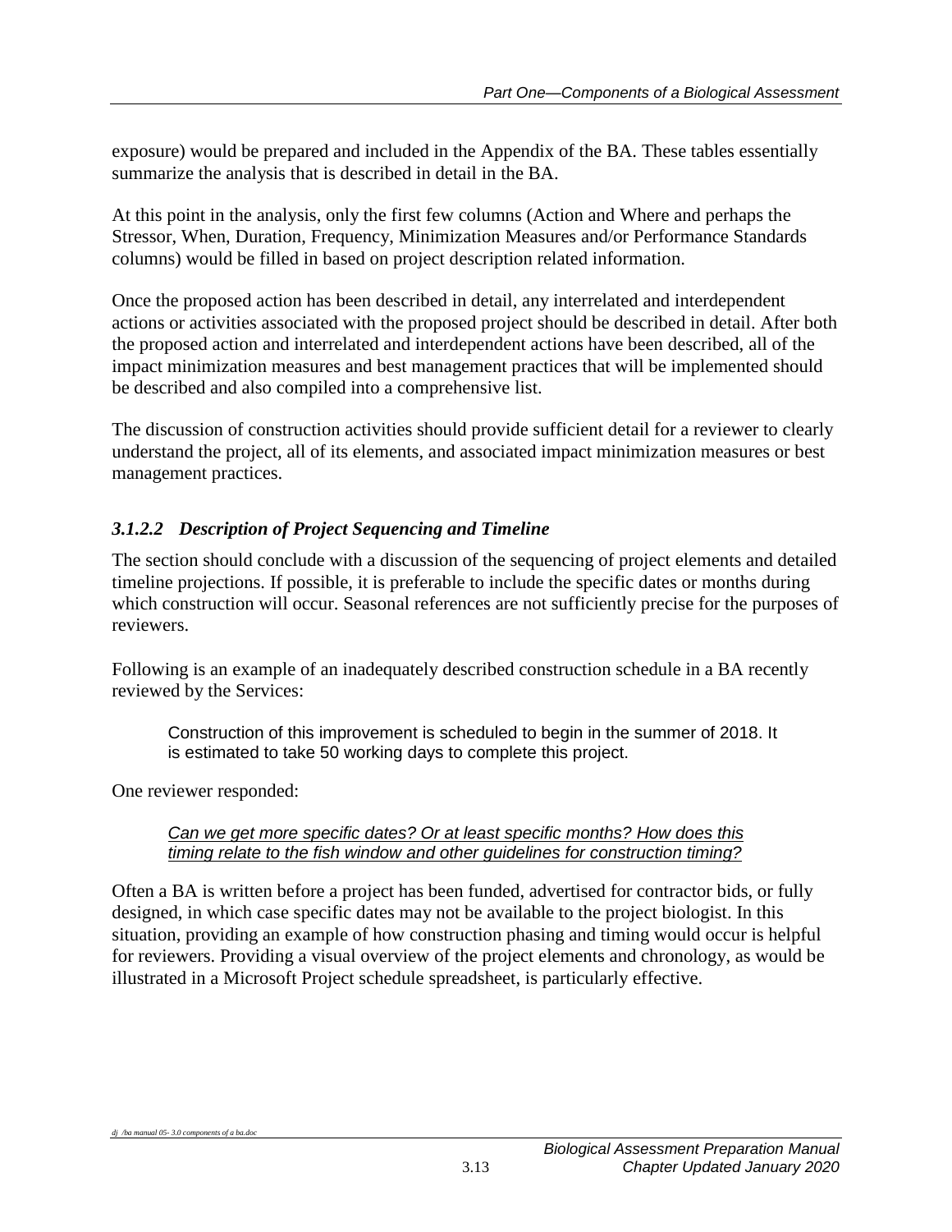exposure) would be prepared and included in the Appendix of the BA. These tables essentially summarize the analysis that is described in detail in the BA.

At this point in the analysis, only the first few columns (Action and Where and perhaps the Stressor, When, Duration, Frequency, Minimization Measures and/or Performance Standards columns) would be filled in based on project description related information.

Once the proposed action has been described in detail, any interrelated and interdependent actions or activities associated with the proposed project should be described in detail. After both the proposed action and interrelated and interdependent actions have been described, all of the impact minimization measures and best management practices that will be implemented should be described and also compiled into a comprehensive list.

The discussion of construction activities should provide sufficient detail for a reviewer to clearly understand the project, all of its elements, and associated impact minimization measures or best management practices.

#### *3.1.2.2 Description of Project Sequencing and Timeline*

The section should conclude with a discussion of the sequencing of project elements and detailed timeline projections. If possible, it is preferable to include the specific dates or months during which construction will occur. Seasonal references are not sufficiently precise for the purposes of reviewers.

Following is an example of an inadequately described construction schedule in a BA recently reviewed by the Services:

> Construction of this improvement is scheduled to begin in the summer of 2018. It is estimated to take 50 working days to complete this project.

One reviewer responded:

> *Can we get more specific dates? Or at least specific months? How does this timing relate to the fish window and other guidelines for construction timing?*

Often a BA is written before a project has been funded, advertised for contractor bids, or fully designed, in which case specific dates may not be available to the project biologist. In this situation, providing an example of how construction phasing and timing would occur is helpful for reviewers. Providing a visual overview of the project elements and chronology, as would be illustrated in a Microsoft Project schedule spreadsheet, is particularly effective.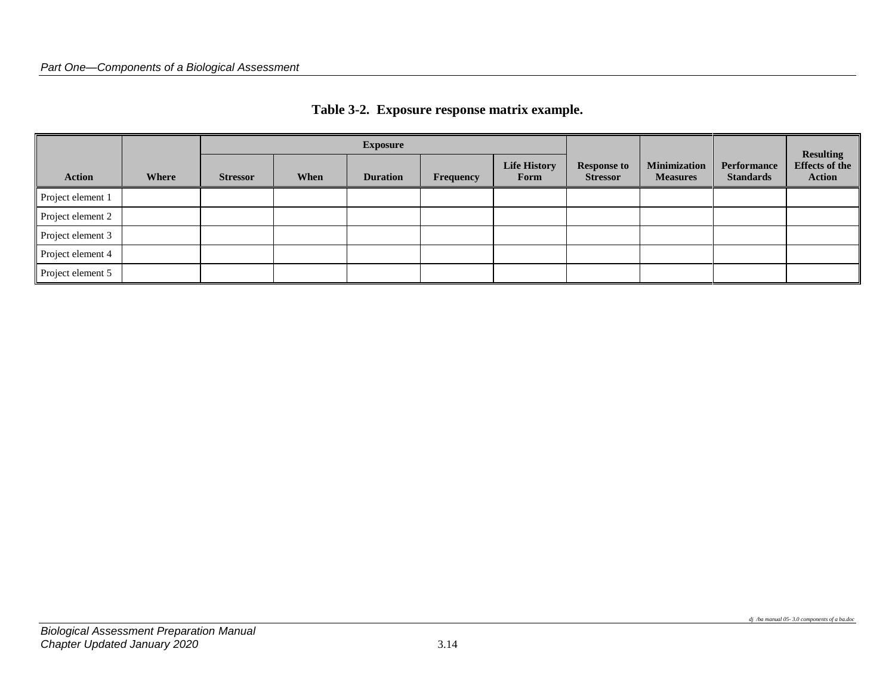**Table 3-2. Exposure response matrix example.**

| Action | Where | Exposure | | | | | Response to Stressor | Minimization Measures | Performance Standards | Resulting Effects of the Action |
|---|---|---|---|---|---|---|---|---|---|---|
| | | Stressor | When | Duration | Frequency | Life History Form | | | | |
| Project element 1 | | | | | | | | | | |
| Project element 2 | | | | | | | | | | |
| Project element 3 | | | | | | | | | | |
| Project element 4 | | | | | | | | | | |
| Project element 5 | | | | | | | | | | |

*dj /ba manual 05- 3.0 components of a ba.doc*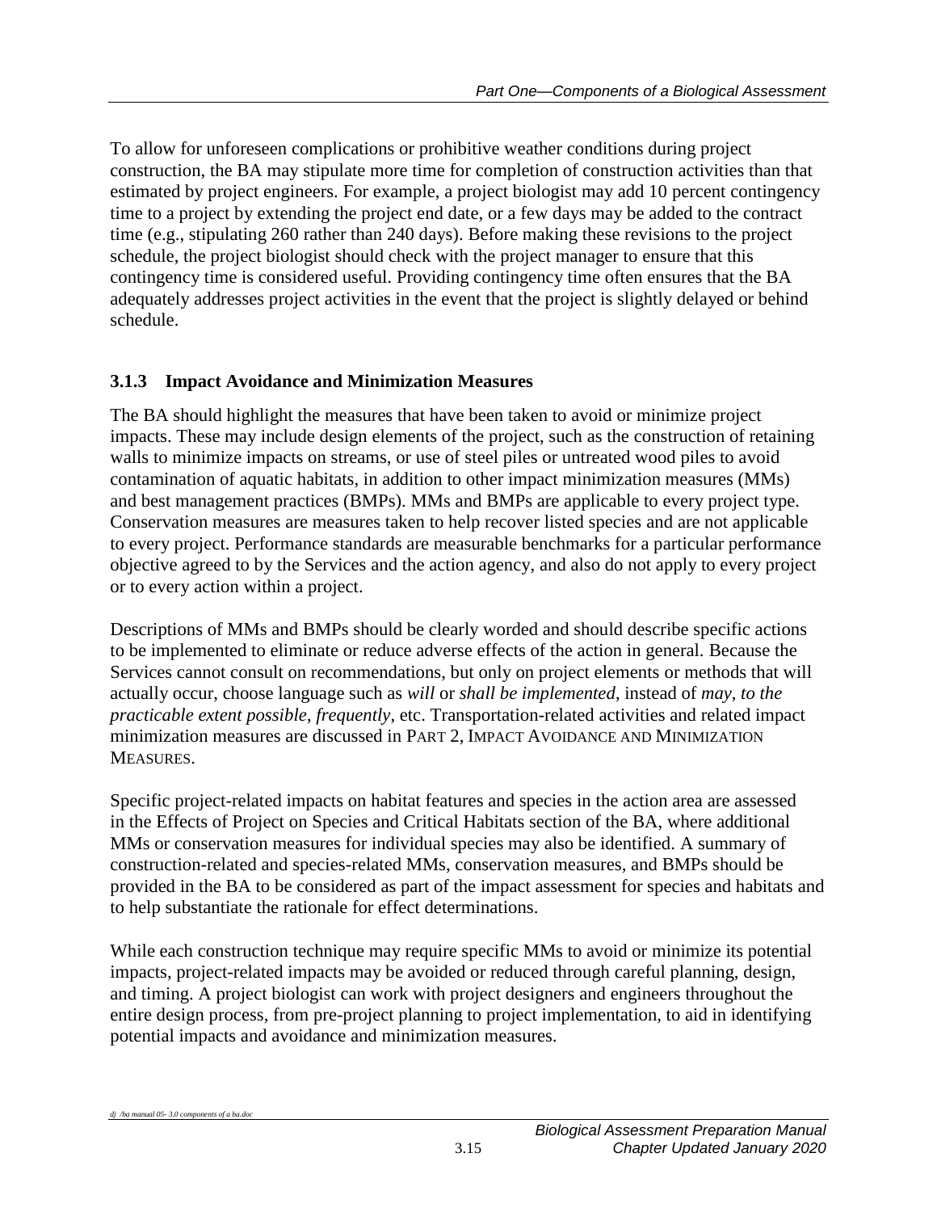To allow for unforeseen complications or prohibitive weather conditions during project construction, the BA may stipulate more time for completion of construction activities than that estimated by project engineers. For example, a project biologist may add 10 percent contingency time to a project by extending the project end date, or a few days may be added to the contract time (e.g., stipulating 260 rather than 240 days). Before making these revisions to the project schedule, the project biologist should check with the project manager to ensure that this contingency time is considered useful. Providing contingency time often ensures that the BA adequately addresses project activities in the event that the project is slightly delayed or behind schedule.

### 3.1.3 Impact Avoidance and Minimization Measures

The BA should highlight the measures that have been taken to avoid or minimize project impacts. These may include design elements of the project, such as the construction of retaining walls to minimize impacts on streams, or use of steel piles or untreated wood piles to avoid contamination of aquatic habitats, in addition to other impact minimization measures (MMs) and best management practices (BMPs). MMs and BMPs are applicable to every project type. Conservation measures are measures taken to help recover listed species and are not applicable to every project. Performance standards are measurable benchmarks for a particular performance objective agreed to by the Services and the action agency, and also do not apply to every project or to every action within a project.

Descriptions of MMs and BMPs should be clearly worded and should describe specific actions to be implemented to eliminate or reduce adverse effects of the action in general. Because the Services cannot consult on recommendations, but only on project elements or methods that will actually occur, choose language such as *will* or *shall be implemented*, instead of *may*, *to the practicable extent possible*, *frequently*, etc. Transportation-related activities and related impact minimization measures are discussed in PART 2, IMPACT AVOIDANCE AND MINIMIZATION MEASURES.

Specific project-related impacts on habitat features and species in the action area are assessed in the Effects of Project on Species and Critical Habitats section of the BA, where additional MMs or conservation measures for individual species may also be identified. A summary of construction-related and species-related MMs, conservation measures, and BMPs should be provided in the BA to be considered as part of the impact assessment for species and habitats and to help substantiate the rationale for effect determinations.

While each construction technique may require specific MMs to avoid or minimize its potential impacts, project-related impacts may be avoided or reduced through careful planning, design, and timing. A project biologist can work with project designers and engineers throughout the entire design process, from pre-project planning to project implementation, to aid in identifying potential impacts and avoidance and minimization measures.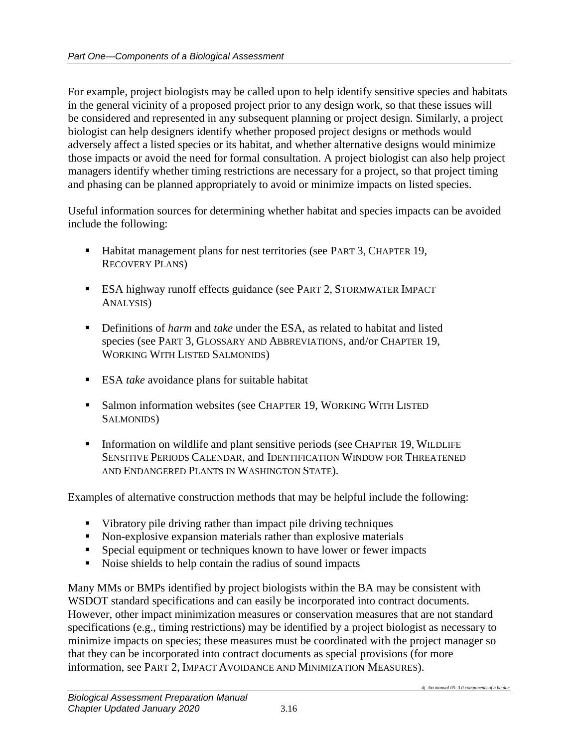For example, project biologists may be called upon to help identify sensitive species and habitats in the general vicinity of a proposed project prior to any design work, so that these issues will be considered and represented in any subsequent planning or project design. Similarly, a project biologist can help designers identify whether proposed project designs or methods would adversely affect a listed species or its habitat, and whether alternative designs would minimize those impacts or avoid the need for formal consultation. A project biologist can also help project managers identify whether timing restrictions are necessary for a project, so that project timing and phasing can be planned appropriately to avoid or minimize impacts on listed species.

Useful information sources for determining whether habitat and species impacts can be avoided include the following:

- Habitat management plans for nest territories (see PART 3, CHAPTER 19, RECOVERY PLANS)
- ESA highway runoff effects guidance (see PART 2, STORMWATER IMPACT ANALYSIS)
- Definitions of *harm* and *take* under the ESA, as related to habitat and listed species (see PART 3, GLOSSARY AND ABBREVIATIONS, and/or CHAPTER 19, WORKING WITH LISTED SALMONIDS)
- ESA *take* avoidance plans for suitable habitat
- Salmon information websites (see CHAPTER 19, WORKING WITH LISTED SALMONIDS)
- Information on wildlife and plant sensitive periods (see CHAPTER 19, WILDLIFE SENSITIVE PERIODS CALENDAR, and IDENTIFICATION WINDOW FOR THREATENED AND ENDANGERED PLANTS IN WASHINGTON STATE).

Examples of alternative construction methods that may be helpful include the following:

- Vibratory pile driving rather than impact pile driving techniques
- Non-explosive expansion materials rather than explosive materials
- Special equipment or techniques known to have lower or fewer impacts
- Noise shields to help contain the radius of sound impacts

Many MMs or BMPs identified by project biologists within the BA may be consistent with WSDOT standard specifications and can easily be incorporated into contract documents. However, other impact minimization measures or conservation measures that are not standard specifications (e.g., timing restrictions) may be identified by a project biologist as necessary to minimize impacts on species; these measures must be coordinated with the project manager so that they can be incorporated into contract documents as special provisions (for more information, see PART 2, IMPACT AVOIDANCE AND MINIMIZATION MEASURES).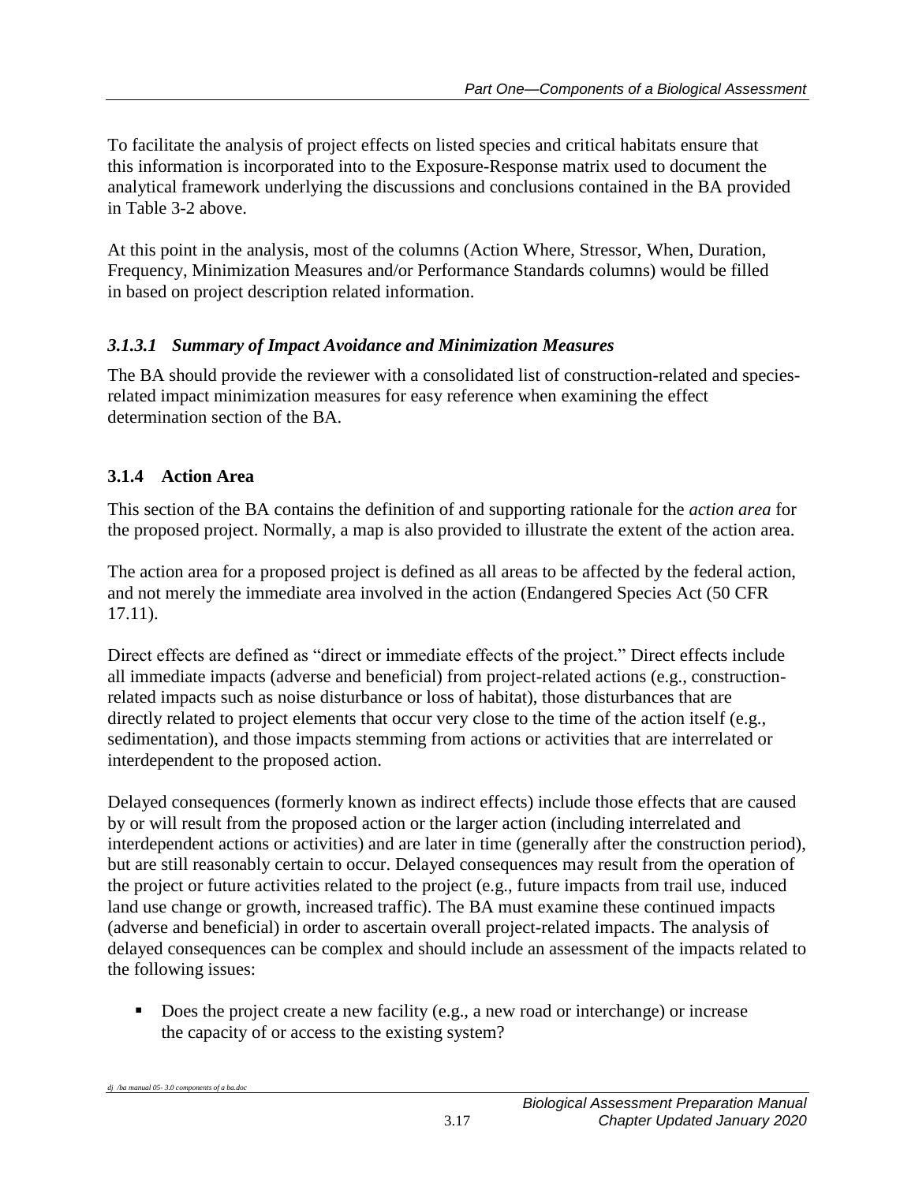To facilitate the analysis of project effects on listed species and critical habitats ensure that this information is incorporated into to the Exposure-Response matrix used to document the analytical framework underlying the discussions and conclusions contained in the BA provided in Table 3-2 above.

At this point in the analysis, most of the columns (Action Where, Stressor, When, Duration, Frequency, Minimization Measures and/or Performance Standards columns) would be filled in based on project description related information.

#### *3.1.3.1 Summary of Impact Avoidance and Minimization Measures*

The BA should provide the reviewer with a consolidated list of construction-related and species-related impact minimization measures for easy reference when examining the effect determination section of the BA.

### 3.1.4 Action Area

This section of the BA contains the definition of and supporting rationale for the *action area* for the proposed project. Normally, a map is also provided to illustrate the extent of the action area.

The action area for a proposed project is defined as all areas to be affected by the federal action, and not merely the immediate area involved in the action (Endangered Species Act (50 CFR 17.11).

Direct effects are defined as "direct or immediate effects of the project." Direct effects include all immediate impacts (adverse and beneficial) from project-related actions (e.g., construction-related impacts such as noise disturbance or loss of habitat), those disturbances that are directly related to project elements that occur very close to the time of the action itself (e.g., sedimentation), and those impacts stemming from actions or activities that are interrelated or interdependent to the proposed action.

Delayed consequences (formerly known as indirect effects) include those effects that are caused by or will result from the proposed action or the larger action (including interrelated and interdependent actions or activities) and are later in time (generally after the construction period), but are still reasonably certain to occur. Delayed consequences may result from the operation of the project or future activities related to the project (e.g., future impacts from trail use, induced land use change or growth, increased traffic). The BA must examine these continued impacts (adverse and beneficial) in order to ascertain overall project-related impacts. The analysis of delayed consequences can be complex and should include an assessment of the impacts related to the following issues:

- Does the project create a new facility (e.g., a new road or interchange) or increase the capacity of or access to the existing system?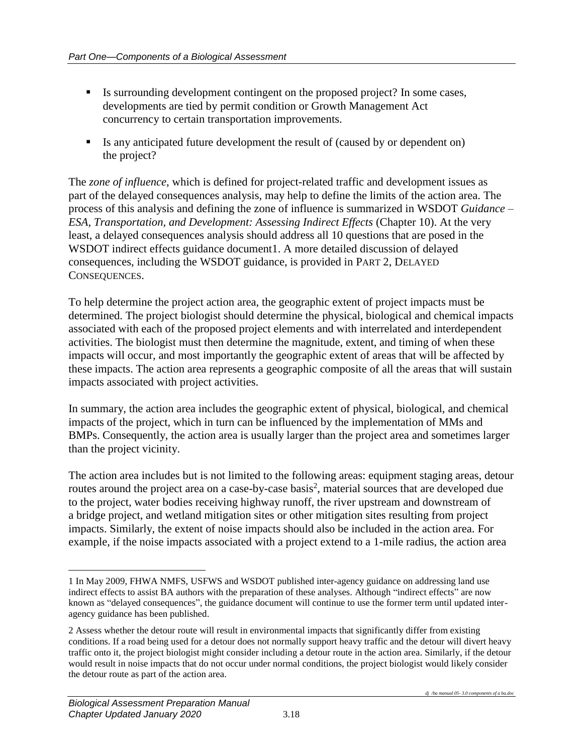- Is surrounding development contingent on the proposed project? In some cases, developments are tied by permit condition or Growth Management Act concurrency to certain transportation improvements.
- Is any anticipated future development the result of (caused by or dependent on) the project?

The *zone of influence*, which is defined for project-related traffic and development issues as part of the delayed consequences analysis, may help to define the limits of the action area. The process of this analysis and defining the zone of influence is summarized in WSDOT *Guidance – ESA, Transportation, and Development: Assessing Indirect Effects* (Chapter 10). At the very least, a delayed consequences analysis should address all 10 questions that are posed in the WSDOT indirect effects guidance document1. A more detailed discussion of delayed consequences, including the WSDOT guidance, is provided in PART 2, DELAYED CONSEQUENCES.

To help determine the project action area, the geographic extent of project impacts must be determined. The project biologist should determine the physical, biological and chemical impacts associated with each of the proposed project elements and with interrelated and interdependent activities. The biologist must then determine the magnitude, extent, and timing of when these impacts will occur, and most importantly the geographic extent of areas that will be affected by these impacts. The action area represents a geographic composite of all the areas that will sustain impacts associated with project activities.

In summary, the action area includes the geographic extent of physical, biological, and chemical impacts of the project, which in turn can be influenced by the implementation of MMs and BMPs. Consequently, the action area is usually larger than the project area and sometimes larger than the project vicinity.

The action area includes but is not limited to the following areas: equipment staging areas, detour routes around the project area on a case-by-case basis[2], material sources that are developed due to the project, water bodies receiving highway runoff, the river upstream and downstream of a bridge project, and wetland mitigation sites or other mitigation sites resulting from project impacts. Similarly, the extent of noise impacts should also be included in the action area. For example, if the noise impacts associated with a project extend to a 1-mile radius, the action area

---

1 In May 2009, FHWA NMFS, USFWS and WSDOT published inter-agency guidance on addressing land use indirect effects to assist BA authors with the preparation of these analyses. Although "indirect effects" are now known as "delayed consequences", the guidance document will continue to use the former term until updated inter-agency guidance has been published.

2 Assess whether the detour route will result in environmental impacts that significantly differ from existing conditions. If a road being used for a detour does not normally support heavy traffic and the detour will divert heavy traffic onto it, the project biologist might consider including a detour route in the action area. Similarly, if the detour would result in noise impacts that do not occur under normal conditions, the project biologist would likely consider the detour route as part of the action area.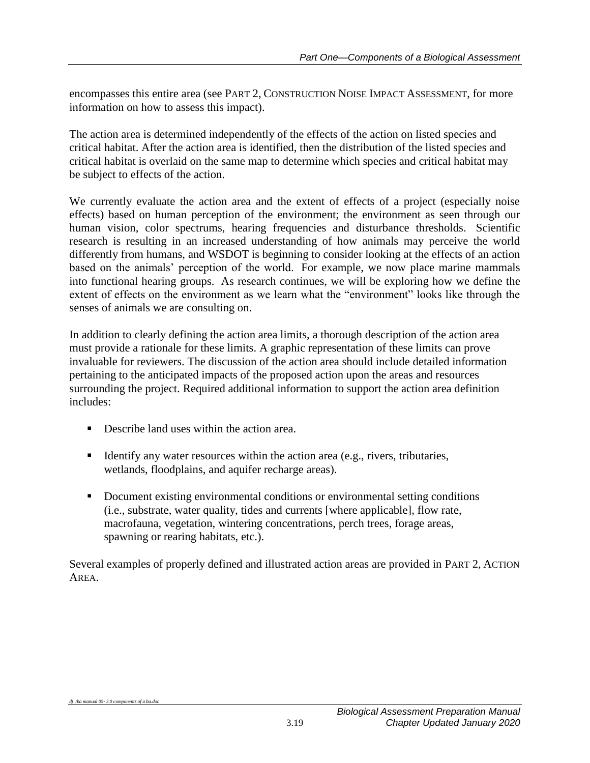encompasses this entire area (see PART 2, CONSTRUCTION NOISE IMPACT ASSESSMENT, for more information on how to assess this impact).

The action area is determined independently of the effects of the action on listed species and critical habitat. After the action area is identified, then the distribution of the listed species and critical habitat is overlaid on the same map to determine which species and critical habitat may be subject to effects of the action.

We currently evaluate the action area and the extent of effects of a project (especially noise effects) based on human perception of the environment; the environment as seen through our human vision, color spectrums, hearing frequencies and disturbance thresholds. Scientific research is resulting in an increased understanding of how animals may perceive the world differently from humans, and WSDOT is beginning to consider looking at the effects of an action based on the animals' perception of the world. For example, we now place marine mammals into functional hearing groups. As research continues, we will be exploring how we define the extent of effects on the environment as we learn what the "environment" looks like through the senses of animals we are consulting on.

In addition to clearly defining the action area limits, a thorough description of the action area must provide a rationale for these limits. A graphic representation of these limits can prove invaluable for reviewers. The discussion of the action area should include detailed information pertaining to the anticipated impacts of the proposed action upon the areas and resources surrounding the project. Required additional information to support the action area definition includes:

- Describe land uses within the action area.
- Identify any water resources within the action area (e.g., rivers, tributaries, wetlands, floodplains, and aquifer recharge areas).
- Document existing environmental conditions or environmental setting conditions (i.e., substrate, water quality, tides and currents [where applicable], flow rate, macrofauna, vegetation, wintering concentrations, perch trees, forage areas, spawning or rearing habitats, etc.).

Several examples of properly defined and illustrated action areas are provided in PART 2, ACTION AREA.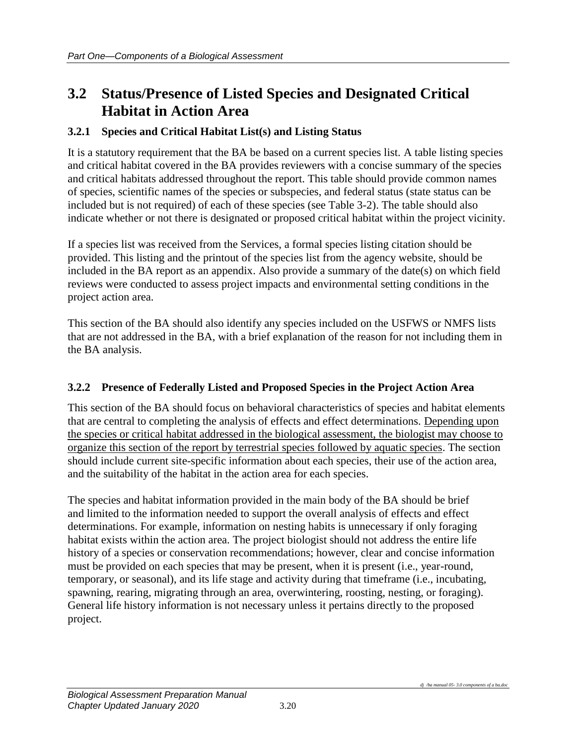## 3.2 Status/Presence of Listed Species and Designated Critical Habitat in Action Area

### 3.2.1 Species and Critical Habitat List(s) and Listing Status

It is a statutory requirement that the BA be based on a current species list. A table listing species and critical habitat covered in the BA provides reviewers with a concise summary of the species and critical habitats addressed throughout the report. This table should provide common names of species, scientific names of the species or subspecies, and federal status (state status can be included but is not required) of each of these species (see Table 3-2). The table should also indicate whether or not there is designated or proposed critical habitat within the project vicinity.

If a species list was received from the Services, a formal species listing citation should be provided. This listing and the printout of the species list from the agency website, should be included in the BA report as an appendix. Also provide a summary of the date(s) on which field reviews were conducted to assess project impacts and environmental setting conditions in the project action area.

This section of the BA should also identify any species included on the USFWS or NMFS lists that are not addressed in the BA, with a brief explanation of the reason for not including them in the BA analysis.

### 3.2.2 Presence of Federally Listed and Proposed Species in the Project Action Area

This section of the BA should focus on behavioral characteristics of species and habitat elements that are central to completing the analysis of effects and effect determinations. <u>Depending upon the species or critical habitat addressed in the biological assessment, the biologist may choose to organize this section of the report by terrestrial species followed by aquatic species</u>. The section should include current site-specific information about each species, their use of the action area, and the suitability of the habitat in the action area for each species.

The species and habitat information provided in the main body of the BA should be brief and limited to the information needed to support the overall analysis of effects and effect determinations. For example, information on nesting habits is unnecessary if only foraging habitat exists within the action area. The project biologist should not address the entire life history of a species or conservation recommendations; however, clear and concise information must be provided on each species that may be present, when it is present (i.e., year-round, temporary, or seasonal), and its life stage and activity during that timeframe (i.e., incubating, spawning, rearing, migrating through an area, overwintering, roosting, nesting, or foraging). General life history information is not necessary unless it pertains directly to the proposed project.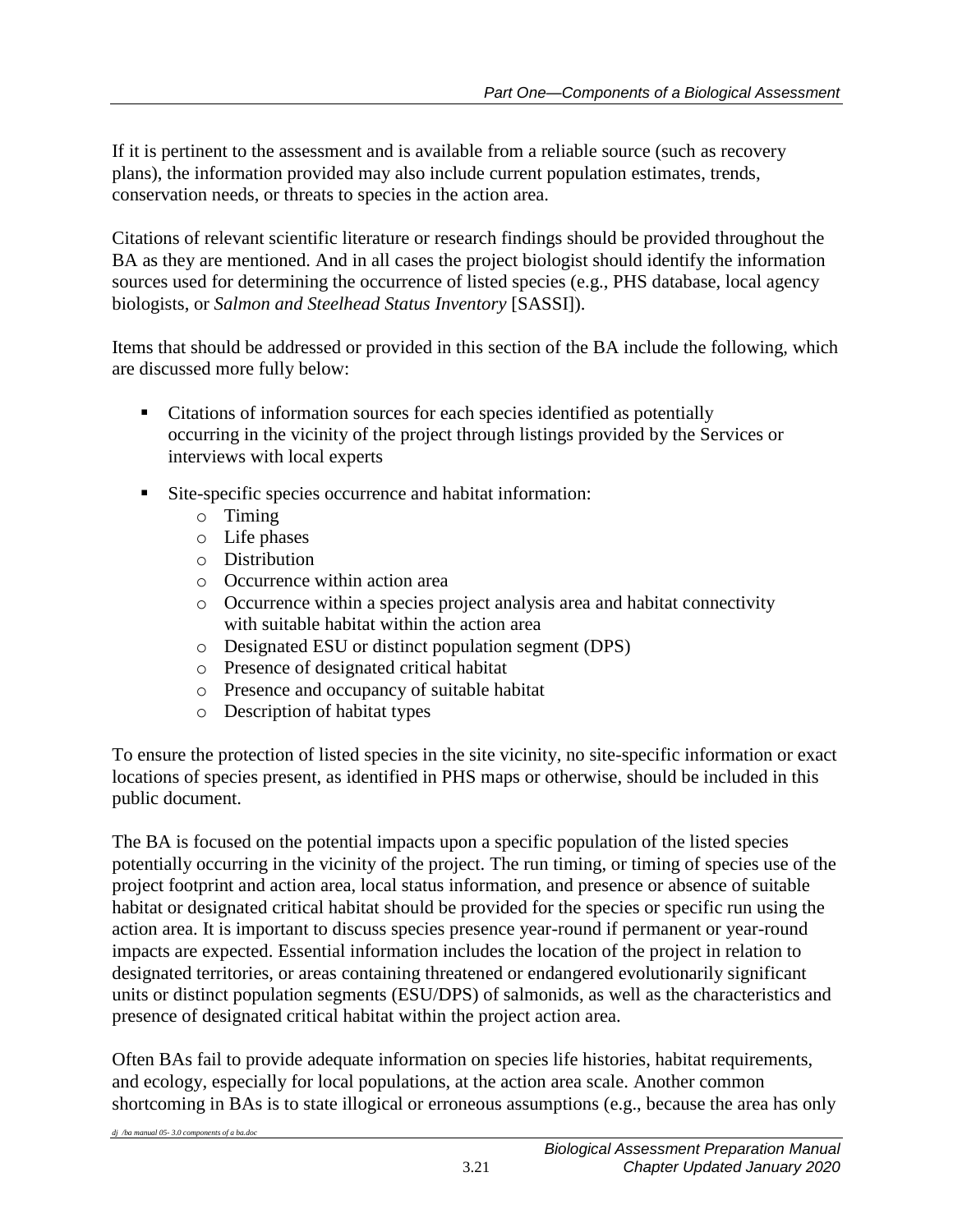If it is pertinent to the assessment and is available from a reliable source (such as recovery plans), the information provided may also include current population estimates, trends, conservation needs, or threats to species in the action area.

Citations of relevant scientific literature or research findings should be provided throughout the BA as they are mentioned. And in all cases the project biologist should identify the information sources used for determining the occurrence of listed species (e.g., PHS database, local agency biologists, or *Salmon and Steelhead Status Inventory* [SASSI]).

Items that should be addressed or provided in this section of the BA include the following, which are discussed more fully below:

- Citations of information sources for each species identified as potentially occurring in the vicinity of the project through listings provided by the Services or interviews with local experts
- Site-specific species occurrence and habitat information:
  - Timing
  - Life phases
  - Distribution
  - Occurrence within action area
  - Occurrence within a species project analysis area and habitat connectivity with suitable habitat within the action area
  - Designated ESU or distinct population segment (DPS)
  - Presence of designated critical habitat
  - Presence and occupancy of suitable habitat
  - Description of habitat types

To ensure the protection of listed species in the site vicinity, no site-specific information or exact locations of species present, as identified in PHS maps or otherwise, should be included in this public document.

The BA is focused on the potential impacts upon a specific population of the listed species potentially occurring in the vicinity of the project. The run timing, or timing of species use of the project footprint and action area, local status information, and presence or absence of suitable habitat or designated critical habitat should be provided for the species or specific run using the action area. It is important to discuss species presence year-round if permanent or year-round impacts are expected. Essential information includes the location of the project in relation to designated territories, or areas containing threatened or endangered evolutionarily significant units or distinct population segments (ESU/DPS) of salmonids, as well as the characteristics and presence of designated critical habitat within the project action area.

Often BAs fail to provide adequate information on species life histories, habitat requirements, and ecology, especially for local populations, at the action area scale. Another common shortcoming in BAs is to state illogical or erroneous assumptions (e.g., because the area has only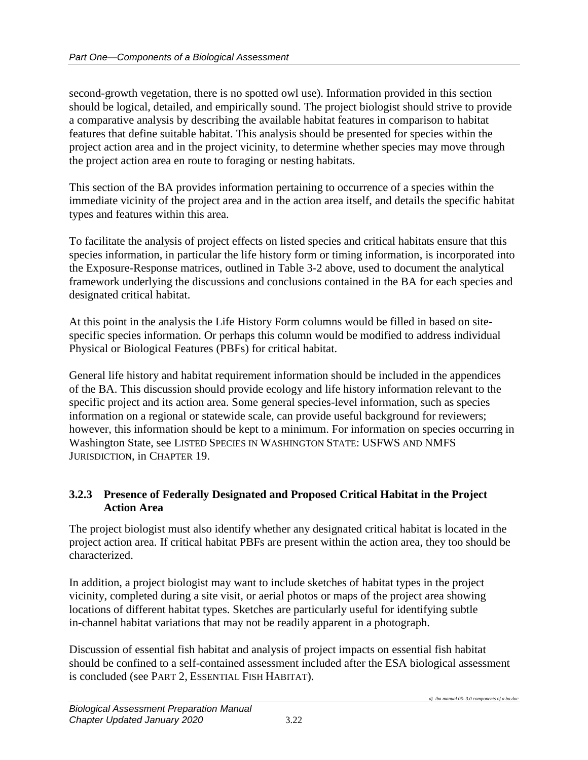second-growth vegetation, there is no spotted owl use). Information provided in this section should be logical, detailed, and empirically sound. The project biologist should strive to provide a comparative analysis by describing the available habitat features in comparison to habitat features that define suitable habitat. This analysis should be presented for species within the project action area and in the project vicinity, to determine whether species may move through the project action area en route to foraging or nesting habitats.

This section of the BA provides information pertaining to occurrence of a species within the immediate vicinity of the project area and in the action area itself, and details the specific habitat types and features within this area.

To facilitate the analysis of project effects on listed species and critical habitats ensure that this species information, in particular the life history form or timing information, is incorporated into the Exposure-Response matrices, outlined in Table 3-2 above, used to document the analytical framework underlying the discussions and conclusions contained in the BA for each species and designated critical habitat.

At this point in the analysis the Life History Form columns would be filled in based on site-specific species information. Or perhaps this column would be modified to address individual Physical or Biological Features (PBFs) for critical habitat.

General life history and habitat requirement information should be included in the appendices of the BA. This discussion should provide ecology and life history information relevant to the specific project and its action area. Some general species-level information, such as species information on a regional or statewide scale, can provide useful background for reviewers; however, this information should be kept to a minimum. For information on species occurring in Washington State, see LISTED SPECIES IN WASHINGTON STATE: USFWS AND NMFS JURISDICTION, in CHAPTER 19.

### 3.2.3 Presence of Federally Designated and Proposed Critical Habitat in the Project Action Area

The project biologist must also identify whether any designated critical habitat is located in the project action area. If critical habitat PBFs are present within the action area, they too should be characterized.

In addition, a project biologist may want to include sketches of habitat types in the project vicinity, completed during a site visit, or aerial photos or maps of the project area showing locations of different habitat types. Sketches are particularly useful for identifying subtle in-channel habitat variations that may not be readily apparent in a photograph.

Discussion of essential fish habitat and analysis of project impacts on essential fish habitat should be confined to a self-contained assessment included after the ESA biological assessment is concluded (see PART 2, ESSENTIAL FISH HABITAT).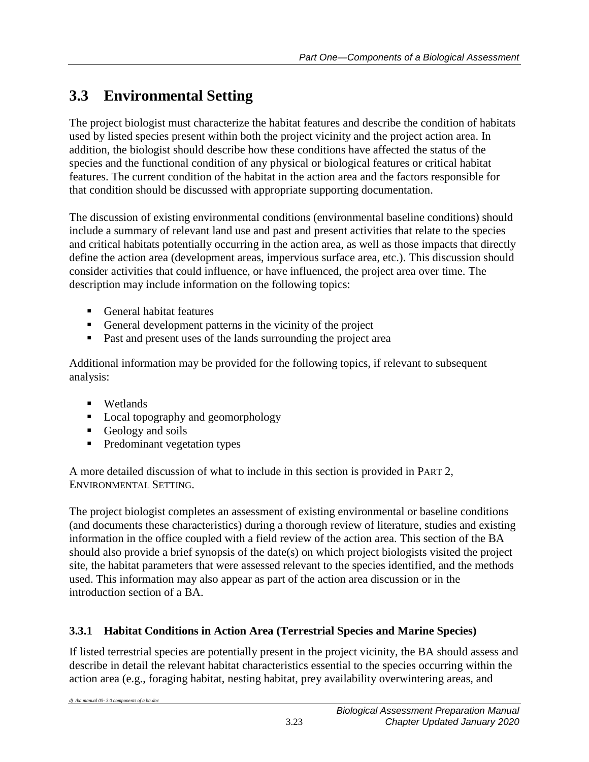## 3.3 Environmental Setting

The project biologist must characterize the habitat features and describe the condition of habitats used by listed species present within both the project vicinity and the project action area. In addition, the biologist should describe how these conditions have affected the status of the species and the functional condition of any physical or biological features or critical habitat features. The current condition of the habitat in the action area and the factors responsible for that condition should be discussed with appropriate supporting documentation.

The discussion of existing environmental conditions (environmental baseline conditions) should include a summary of relevant land use and past and present activities that relate to the species and critical habitats potentially occurring in the action area, as well as those impacts that directly define the action area (development areas, impervious surface area, etc.). This discussion should consider activities that could influence, or have influenced, the project area over time. The description may include information on the following topics:

- General habitat features
- General development patterns in the vicinity of the project
- Past and present uses of the lands surrounding the project area

Additional information may be provided for the following topics, if relevant to subsequent analysis:

- Wetlands
- Local topography and geomorphology
- Geology and soils
- Predominant vegetation types

A more detailed discussion of what to include in this section is provided in PART 2, ENVIRONMENTAL SETTING.

The project biologist completes an assessment of existing environmental or baseline conditions (and documents these characteristics) during a thorough review of literature, studies and existing information in the office coupled with a field review of the action area. This section of the BA should also provide a brief synopsis of the date(s) on which project biologists visited the project site, the habitat parameters that were assessed relevant to the species identified, and the methods used. This information may also appear as part of the action area discussion or in the introduction section of a BA.

### 3.3.1 Habitat Conditions in Action Area (Terrestrial Species and Marine Species)

If listed terrestrial species are potentially present in the project vicinity, the BA should assess and describe in detail the relevant habitat characteristics essential to the species occurring within the action area (e.g., foraging habitat, nesting habitat, prey availability overwintering areas, and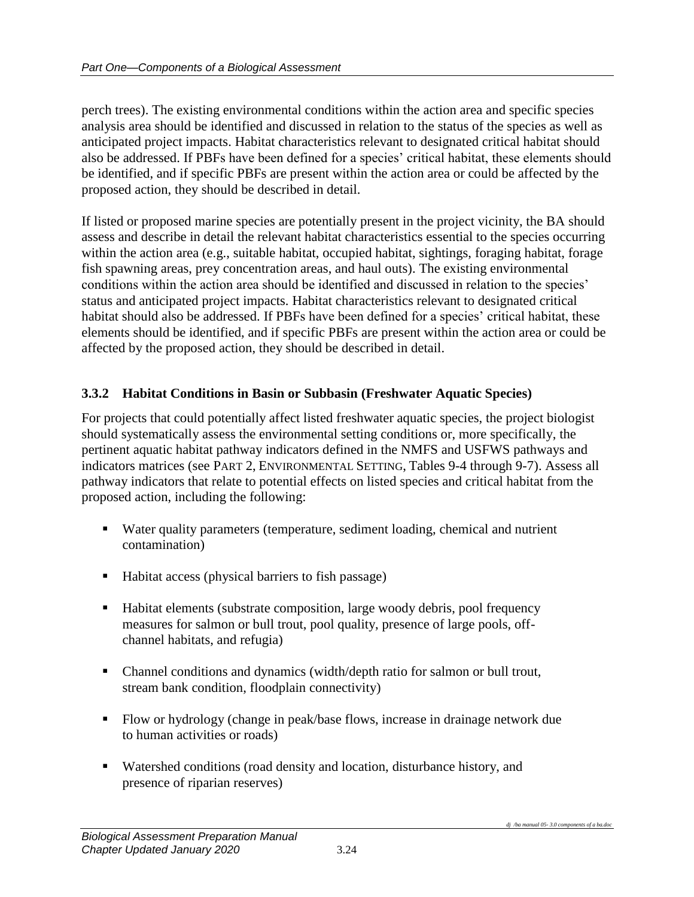perch trees). The existing environmental conditions within the action area and specific species analysis area should be identified and discussed in relation to the status of the species as well as anticipated project impacts. Habitat characteristics relevant to designated critical habitat should also be addressed. If PBFs have been defined for a species' critical habitat, these elements should be identified, and if specific PBFs are present within the action area or could be affected by the proposed action, they should be described in detail.

If listed or proposed marine species are potentially present in the project vicinity, the BA should assess and describe in detail the relevant habitat characteristics essential to the species occurring within the action area (e.g., suitable habitat, occupied habitat, sightings, foraging habitat, forage fish spawning areas, prey concentration areas, and haul outs). The existing environmental conditions within the action area should be identified and discussed in relation to the species' status and anticipated project impacts. Habitat characteristics relevant to designated critical habitat should also be addressed. If PBFs have been defined for a species' critical habitat, these elements should be identified, and if specific PBFs are present within the action area or could be affected by the proposed action, they should be described in detail.

### 3.3.2 Habitat Conditions in Basin or Subbasin (Freshwater Aquatic Species)

For projects that could potentially affect listed freshwater aquatic species, the project biologist should systematically assess the environmental setting conditions or, more specifically, the pertinent aquatic habitat pathway indicators defined in the NMFS and USFWS pathways and indicators matrices (see PART 2, ENVIRONMENTAL SETTING, Tables 9-4 through 9-7). Assess all pathway indicators that relate to potential effects on listed species and critical habitat from the proposed action, including the following:

- Water quality parameters (temperature, sediment loading, chemical and nutrient contamination)
- Habitat access (physical barriers to fish passage)
- Habitat elements (substrate composition, large woody debris, pool frequency measures for salmon or bull trout, pool quality, presence of large pools, off-channel habitats, and refugia)
- Channel conditions and dynamics (width/depth ratio for salmon or bull trout, stream bank condition, floodplain connectivity)
- Flow or hydrology (change in peak/base flows, increase in drainage network due to human activities or roads)
- Watershed conditions (road density and location, disturbance history, and presence of riparian reserves)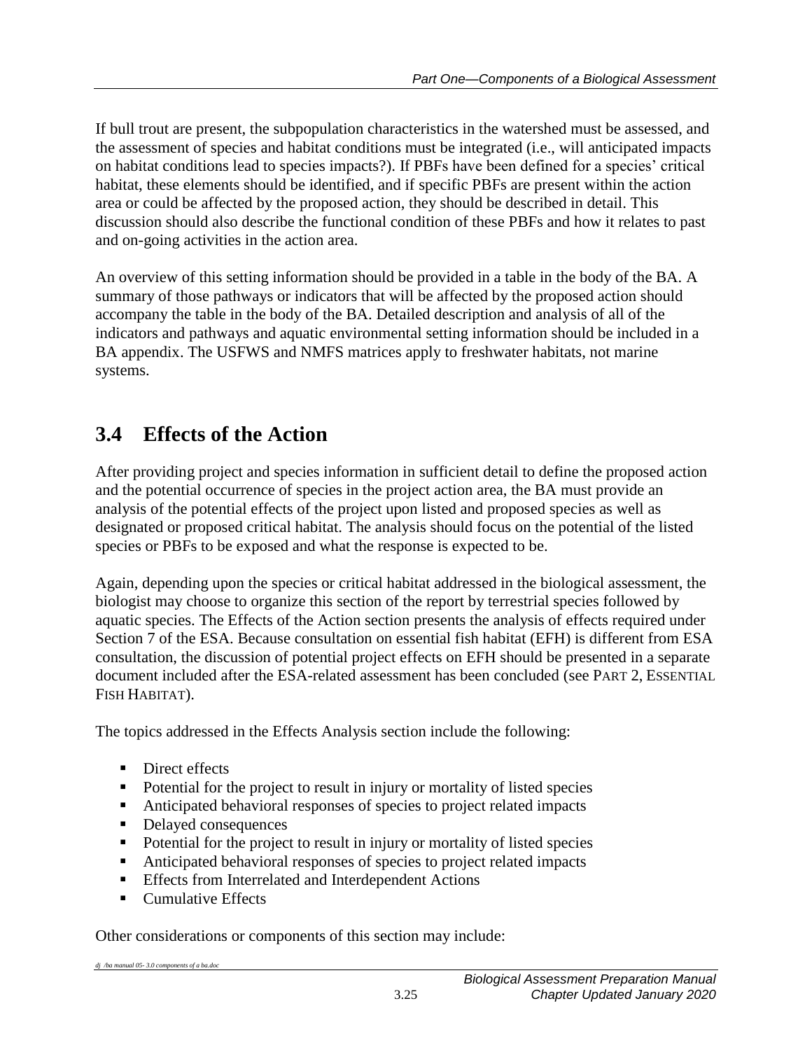If bull trout are present, the subpopulation characteristics in the watershed must be assessed, and the assessment of species and habitat conditions must be integrated (i.e., will anticipated impacts on habitat conditions lead to species impacts?). If PBFs have been defined for a species' critical habitat, these elements should be identified, and if specific PBFs are present within the action area or could be affected by the proposed action, they should be described in detail. This discussion should also describe the functional condition of these PBFs and how it relates to past and on-going activities in the action area.

An overview of this setting information should be provided in a table in the body of the BA. A summary of those pathways or indicators that will be affected by the proposed action should accompany the table in the body of the BA. Detailed description and analysis of all of the indicators and pathways and aquatic environmental setting information should be included in a BA appendix. The USFWS and NMFS matrices apply to freshwater habitats, not marine systems.

## 3.4 Effects of the Action

After providing project and species information in sufficient detail to define the proposed action and the potential occurrence of species in the project action area, the BA must provide an analysis of the potential effects of the project upon listed and proposed species as well as designated or proposed critical habitat. The analysis should focus on the potential of the listed species or PBFs to be exposed and what the response is expected to be.

Again, depending upon the species or critical habitat addressed in the biological assessment, the biologist may choose to organize this section of the report by terrestrial species followed by aquatic species. The Effects of the Action section presents the analysis of effects required under Section 7 of the ESA. Because consultation on essential fish habitat (EFH) is different from ESA consultation, the discussion of potential project effects on EFH should be presented in a separate document included after the ESA-related assessment has been concluded (see PART 2, ESSENTIAL FISH HABITAT).

The topics addressed in the Effects Analysis section include the following:

- Direct effects
- Potential for the project to result in injury or mortality of listed species
- Anticipated behavioral responses of species to project related impacts
- Delayed consequences
- Potential for the project to result in injury or mortality of listed species
- Anticipated behavioral responses of species to project related impacts
- Effects from Interrelated and Interdependent Actions
- Cumulative Effects

Other considerations or components of this section may include: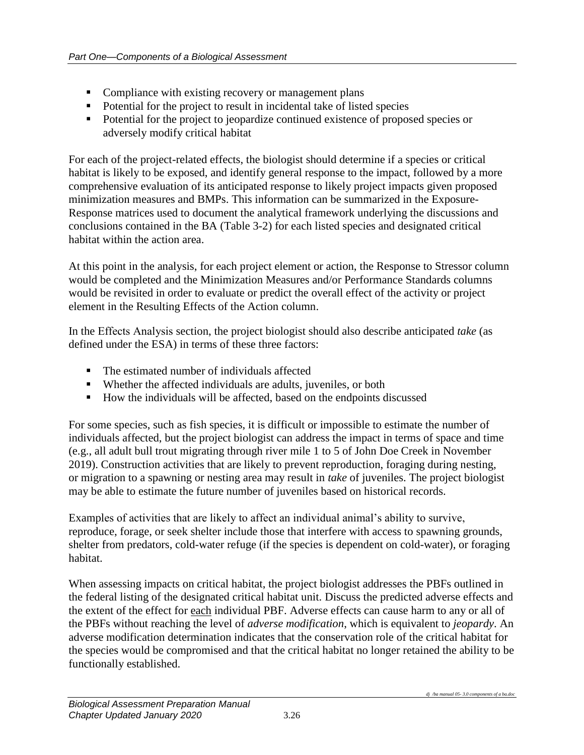- Compliance with existing recovery or management plans
- Potential for the project to result in incidental take of listed species
- Potential for the project to jeopardize continued existence of proposed species or adversely modify critical habitat

For each of the project-related effects, the biologist should determine if a species or critical habitat is likely to be exposed, and identify general response to the impact, followed by a more comprehensive evaluation of its anticipated response to likely project impacts given proposed minimization measures and BMPs. This information can be summarized in the Exposure-Response matrices used to document the analytical framework underlying the discussions and conclusions contained in the BA (Table 3-2) for each listed species and designated critical habitat within the action area.

At this point in the analysis, for each project element or action, the Response to Stressor column would be completed and the Minimization Measures and/or Performance Standards columns would be revisited in order to evaluate or predict the overall effect of the activity or project element in the Resulting Effects of the Action column.

In the Effects Analysis section, the project biologist should also describe anticipated *take* (as defined under the ESA) in terms of these three factors:

- The estimated number of individuals affected
- Whether the affected individuals are adults, juveniles, or both
- How the individuals will be affected, based on the endpoints discussed

For some species, such as fish species, it is difficult or impossible to estimate the number of individuals affected, but the project biologist can address the impact in terms of space and time (e.g., all adult bull trout migrating through river mile 1 to 5 of John Doe Creek in November 2019). Construction activities that are likely to prevent reproduction, foraging during nesting, or migration to a spawning or nesting area may result in *take* of juveniles. The project biologist may be able to estimate the future number of juveniles based on historical records.

Examples of activities that are likely to affect an individual animal's ability to survive, reproduce, forage, or seek shelter include those that interfere with access to spawning grounds, shelter from predators, cold-water refuge (if the species is dependent on cold-water), or foraging habitat.

When assessing impacts on critical habitat, the project biologist addresses the PBFs outlined in the federal listing of the designated critical habitat unit. Discuss the predicted adverse effects and the extent of the effect for <u>each</u> individual PBF. Adverse effects can cause harm to any or all of the PBFs without reaching the level of *adverse modification*, which is equivalent to *jeopardy*. An adverse modification determination indicates that the conservation role of the critical habitat for the species would be compromised and that the critical habitat no longer retained the ability to be functionally established.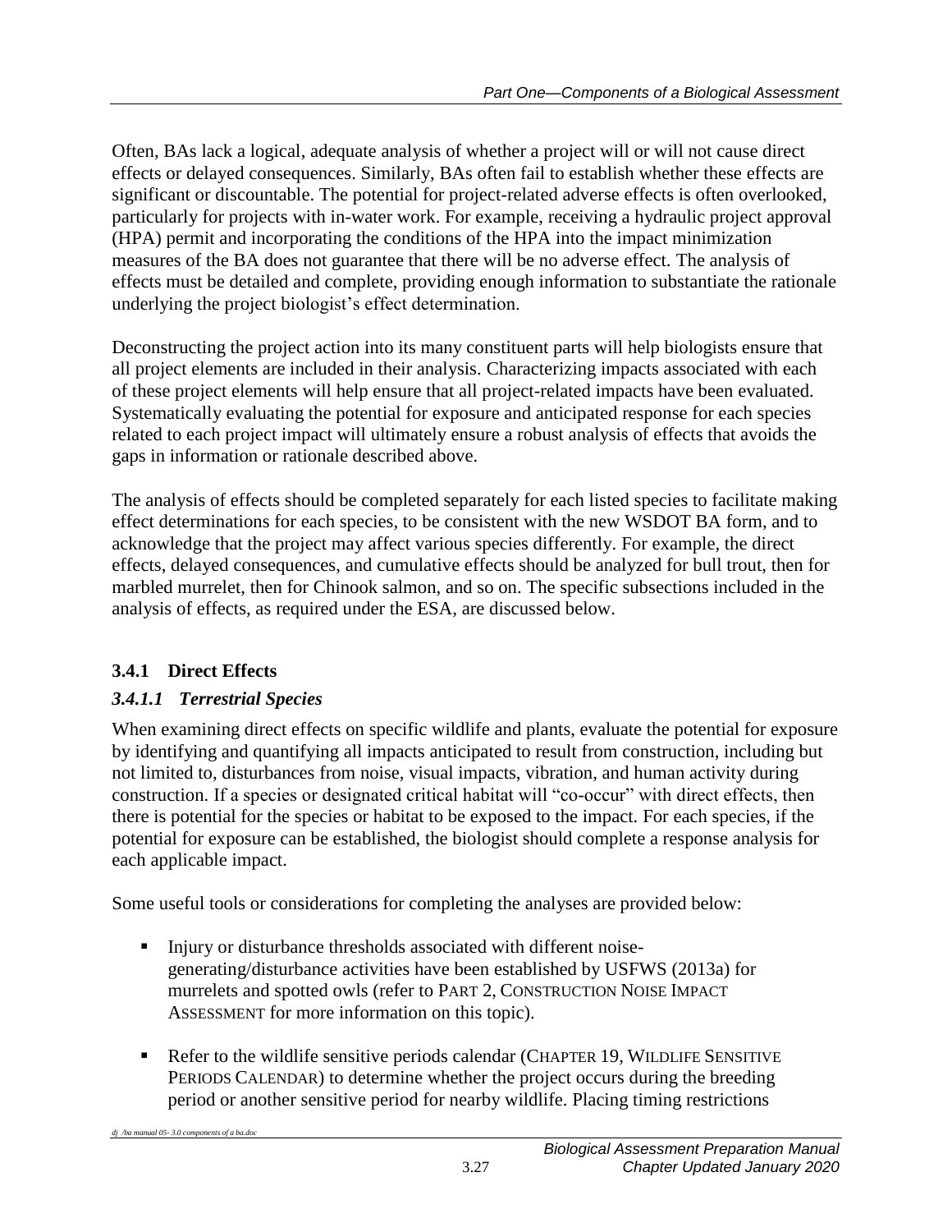Often, BAs lack a logical, adequate analysis of whether a project will or will not cause direct effects or delayed consequences. Similarly, BAs often fail to establish whether these effects are significant or discountable. The potential for project-related adverse effects is often overlooked, particularly for projects with in-water work. For example, receiving a hydraulic project approval (HPA) permit and incorporating the conditions of the HPA into the impact minimization measures of the BA does not guarantee that there will be no adverse effect. The analysis of effects must be detailed and complete, providing enough information to substantiate the rationale underlying the project biologist's effect determination.

Deconstructing the project action into its many constituent parts will help biologists ensure that all project elements are included in their analysis. Characterizing impacts associated with each of these project elements will help ensure that all project-related impacts have been evaluated. Systematically evaluating the potential for exposure and anticipated response for each species related to each project impact will ultimately ensure a robust analysis of effects that avoids the gaps in information or rationale described above.

The analysis of effects should be completed separately for each listed species to facilitate making effect determinations for each species, to be consistent with the new WSDOT BA form, and to acknowledge that the project may affect various species differently. For example, the direct effects, delayed consequences, and cumulative effects should be analyzed for bull trout, then for marbled murrelet, then for Chinook salmon, and so on. The specific subsections included in the analysis of effects, as required under the ESA, are discussed below.

### 3.4.1 Direct Effects

#### *3.4.1.1 Terrestrial Species*

When examining direct effects on specific wildlife and plants, evaluate the potential for exposure by identifying and quantifying all impacts anticipated to result from construction, including but not limited to, disturbances from noise, visual impacts, vibration, and human activity during construction. If a species or designated critical habitat will "co-occur" with direct effects, then there is potential for the species or habitat to be exposed to the impact. For each species, if the potential for exposure can be established, the biologist should complete a response analysis for each applicable impact.

Some useful tools or considerations for completing the analyses are provided below:

- Injury or disturbance thresholds associated with different noise-generating/disturbance activities have been established by USFWS (2013a) for murrelets and spotted owls (refer to PART 2, CONSTRUCTION NOISE IMPACT ASSESSMENT for more information on this topic).
- Refer to the wildlife sensitive periods calendar (CHAPTER 19, WILDLIFE SENSITIVE PERIODS CALENDAR) to determine whether the project occurs during the breeding period or another sensitive period for nearby wildlife. Placing timing restrictions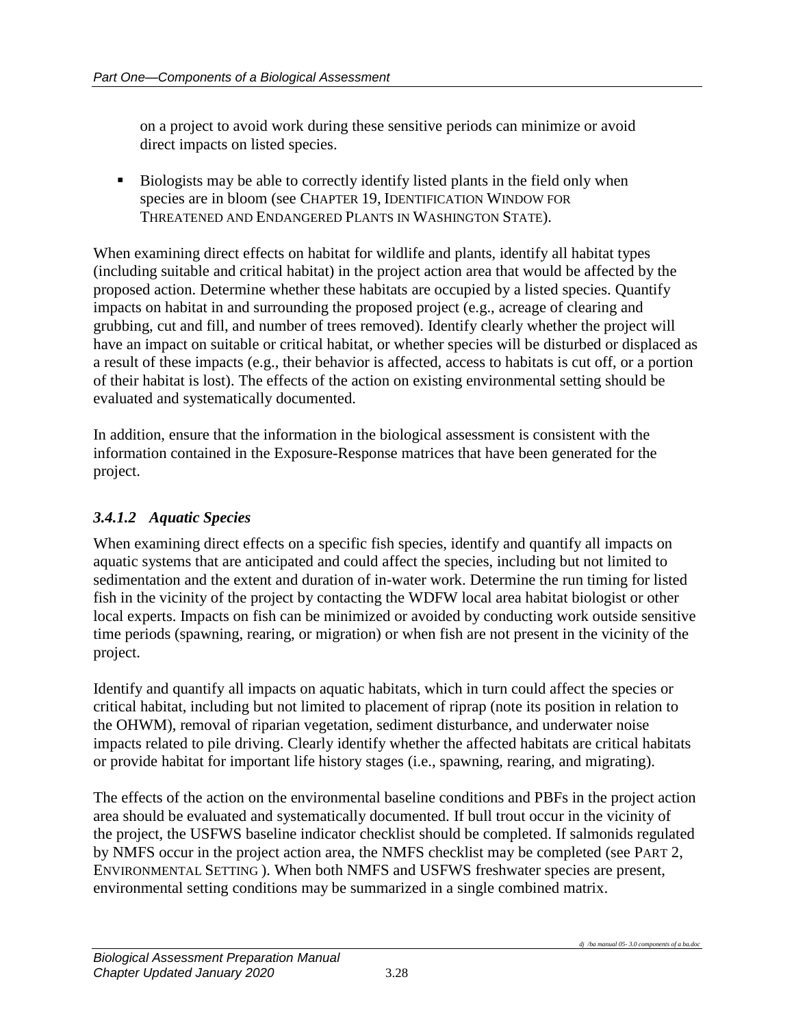on a project to avoid work during these sensitive periods can minimize or avoid direct impacts on listed species.

- Biologists may be able to correctly identify listed plants in the field only when species are in bloom (see CHAPTER 19, IDENTIFICATION WINDOW FOR THREATENED AND ENDANGERED PLANTS IN WASHINGTON STATE).

When examining direct effects on habitat for wildlife and plants, identify all habitat types (including suitable and critical habitat) in the project action area that would be affected by the proposed action. Determine whether these habitats are occupied by a listed species. Quantify impacts on habitat in and surrounding the proposed project (e.g., acreage of clearing and grubbing, cut and fill, and number of trees removed). Identify clearly whether the project will have an impact on suitable or critical habitat, or whether species will be disturbed or displaced as a result of these impacts (e.g., their behavior is affected, access to habitats is cut off, or a portion of their habitat is lost). The effects of the action on existing environmental setting should be evaluated and systematically documented.

In addition, ensure that the information in the biological assessment is consistent with the information contained in the Exposure-Response matrices that have been generated for the project.

### *3.4.1.2 Aquatic Species*

When examining direct effects on a specific fish species, identify and quantify all impacts on aquatic systems that are anticipated and could affect the species, including but not limited to sedimentation and the extent and duration of in-water work. Determine the run timing for listed fish in the vicinity of the project by contacting the WDFW local area habitat biologist or other local experts. Impacts on fish can be minimized or avoided by conducting work outside sensitive time periods (spawning, rearing, or migration) or when fish are not present in the vicinity of the project.

Identify and quantify all impacts on aquatic habitats, which in turn could affect the species or critical habitat, including but not limited to placement of riprap (note its position in relation to the OHWM), removal of riparian vegetation, sediment disturbance, and underwater noise impacts related to pile driving. Clearly identify whether the affected habitats are critical habitats or provide habitat for important life history stages (i.e., spawning, rearing, and migrating).

The effects of the action on the environmental baseline conditions and PBFs in the project action area should be evaluated and systematically documented. If bull trout occur in the vicinity of the project, the USFWS baseline indicator checklist should be completed. If salmonids regulated by NMFS occur in the project action area, the NMFS checklist may be completed (see PART 2, ENVIRONMENTAL SETTING ). When both NMFS and USFWS freshwater species are present, environmental setting conditions may be summarized in a single combined matrix.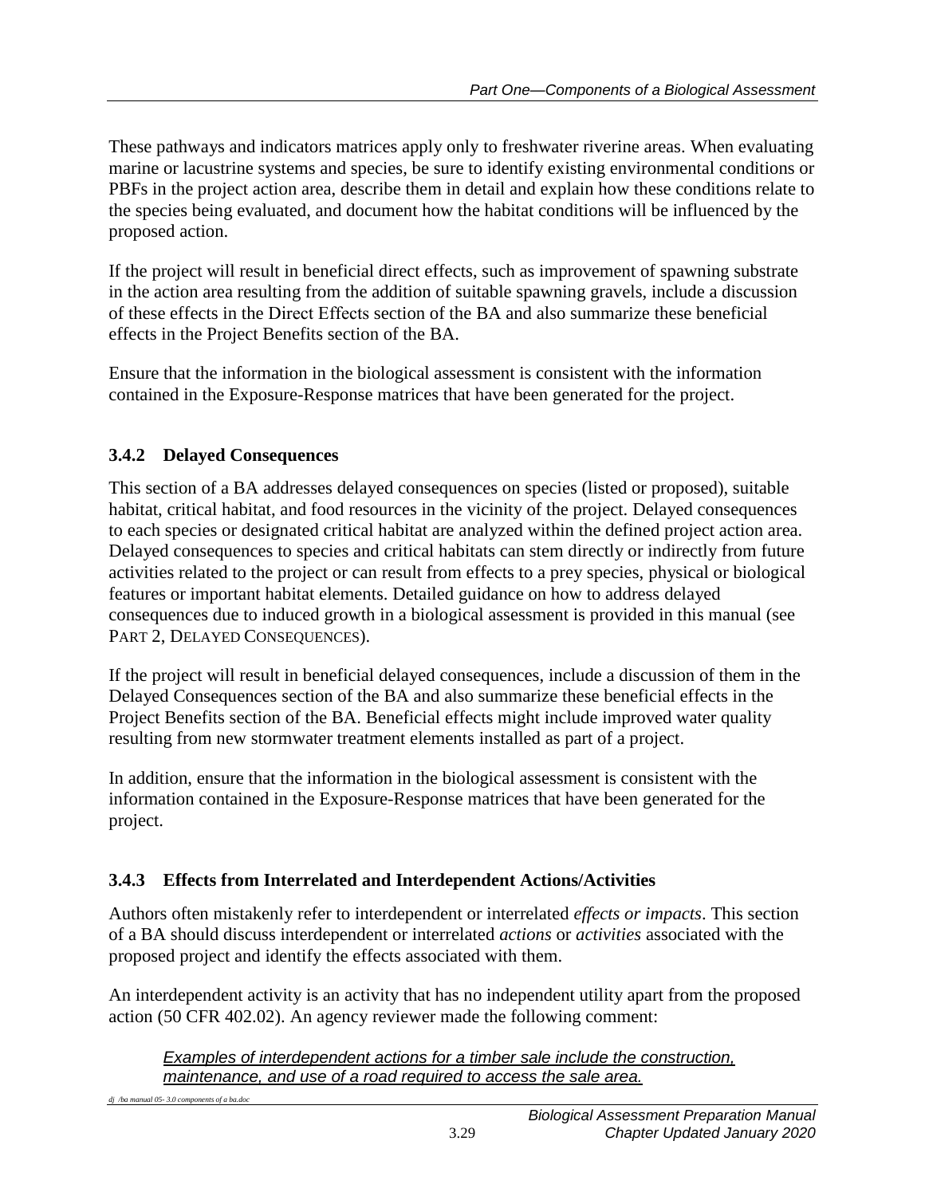These pathways and indicators matrices apply only to freshwater riverine areas. When evaluating marine or lacustrine systems and species, be sure to identify existing environmental conditions or PBFs in the project action area, describe them in detail and explain how these conditions relate to the species being evaluated, and document how the habitat conditions will be influenced by the proposed action.

If the project will result in beneficial direct effects, such as improvement of spawning substrate in the action area resulting from the addition of suitable spawning gravels, include a discussion of these effects in the Direct Effects section of the BA and also summarize these beneficial effects in the Project Benefits section of the BA.

Ensure that the information in the biological assessment is consistent with the information contained in the Exposure-Response matrices that have been generated for the project.

### 3.4.2 Delayed Consequences

This section of a BA addresses delayed consequences on species (listed or proposed), suitable habitat, critical habitat, and food resources in the vicinity of the project. Delayed consequences to each species or designated critical habitat are analyzed within the defined project action area. Delayed consequences to species and critical habitats can stem directly or indirectly from future activities related to the project or can result from effects to a prey species, physical or biological features or important habitat elements. Detailed guidance on how to address delayed consequences due to induced growth in a biological assessment is provided in this manual (see PART 2, DELAYED CONSEQUENCES).

If the project will result in beneficial delayed consequences, include a discussion of them in the Delayed Consequences section of the BA and also summarize these beneficial effects in the Project Benefits section of the BA. Beneficial effects might include improved water quality resulting from new stormwater treatment elements installed as part of a project.

In addition, ensure that the information in the biological assessment is consistent with the information contained in the Exposure-Response matrices that have been generated for the project.

### 3.4.3 Effects from Interrelated and Interdependent Actions/Activities

Authors often mistakenly refer to interdependent or interrelated *effects or impacts*. This section of a BA should discuss interdependent or interrelated *actions* or *activities* associated with the proposed project and identify the effects associated with them.

An interdependent activity is an activity that has no independent utility apart from the proposed action (50 CFR 402.02). An agency reviewer made the following comment:

> *Examples of interdependent actions for a timber sale include the construction, maintenance, and use of a road required to access the sale area.*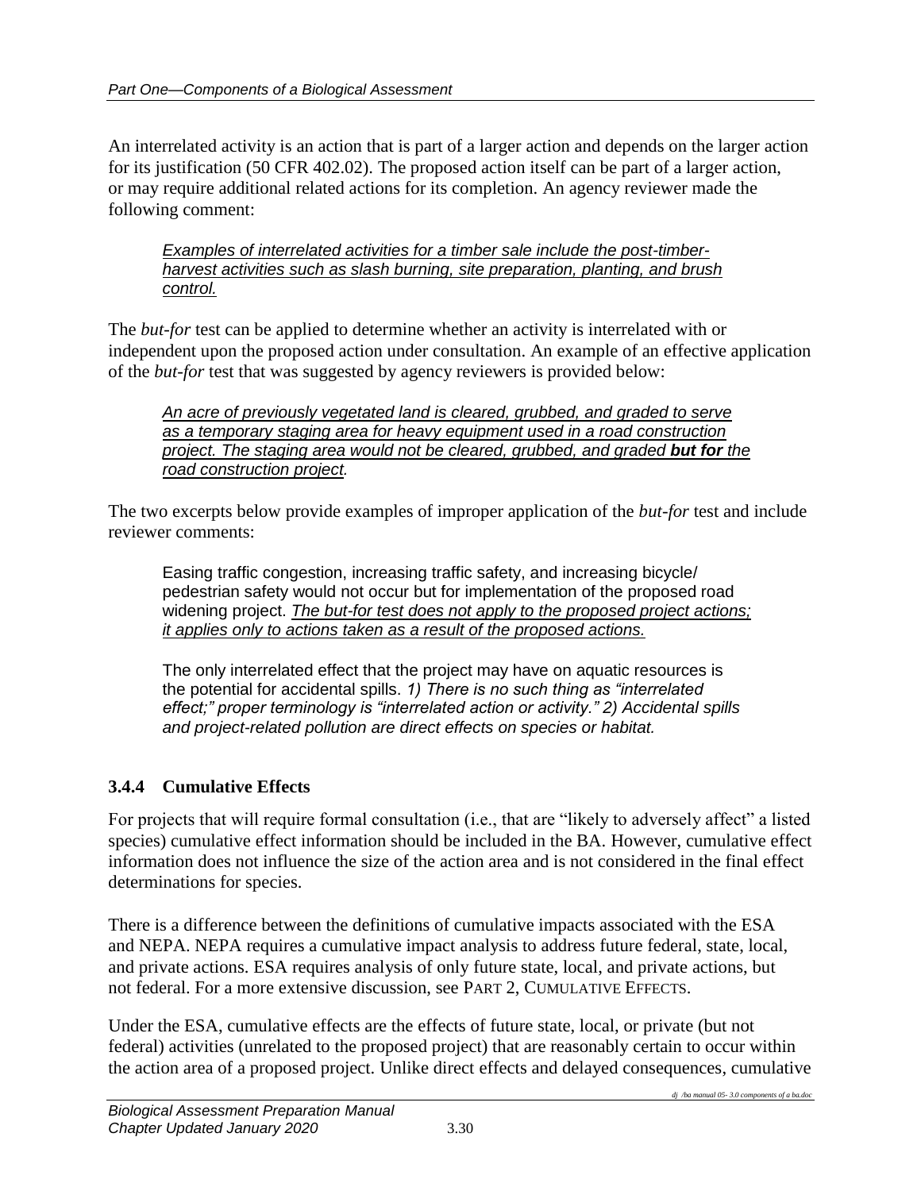An interrelated activity is an action that is part of a larger action and depends on the larger action for its justification (50 CFR 402.02). The proposed action itself can be part of a larger action, or may require additional related actions for its completion. An agency reviewer made the following comment:

> <u>*Examples of interrelated activities for a timber sale include the post-timber-harvest activities such as slash burning, site preparation, planting, and brush control.*</u>

The *but-for* test can be applied to determine whether an activity is interrelated with or independent upon the proposed action under consultation. An example of an effective application of the *but-for* test that was suggested by agency reviewers is provided below:

> <u>*An acre of previously vegetated land is cleared, grubbed, and graded to serve as a temporary staging area for heavy equipment used in a road construction project. The staging area would not be cleared, grubbed, and graded **but for** the road construction project.*</u>

The two excerpts below provide examples of improper application of the *but-for* test and include reviewer comments:

> Easing traffic congestion, increasing traffic safety, and increasing bicycle/ pedestrian safety would not occur but for implementation of the proposed road widening project. <u>*The but-for test does not apply to the proposed project actions; it applies only to actions taken as a result of the proposed actions.*</u>

> The only interrelated effect that the project may have on aquatic resources is the potential for accidental spills. *1) There is no such thing as "interrelated effect;" proper terminology is "interrelated action or activity." 2) Accidental spills and project-related pollution are direct effects on species or habitat.*

### 3.4.4 Cumulative Effects

For projects that will require formal consultation (i.e., that are "likely to adversely affect" a listed species) cumulative effect information should be included in the BA. However, cumulative effect information does not influence the size of the action area and is not considered in the final effect determinations for species.

There is a difference between the definitions of cumulative impacts associated with the ESA and NEPA. NEPA requires a cumulative impact analysis to address future federal, state, local, and private actions. ESA requires analysis of only future state, local, and private actions, but not federal. For a more extensive discussion, see PART 2, CUMULATIVE EFFECTS.

Under the ESA, cumulative effects are the effects of future state, local, or private (but not federal) activities (unrelated to the proposed project) that are reasonably certain to occur within the action area of a proposed project. Unlike direct effects and delayed consequences, cumulative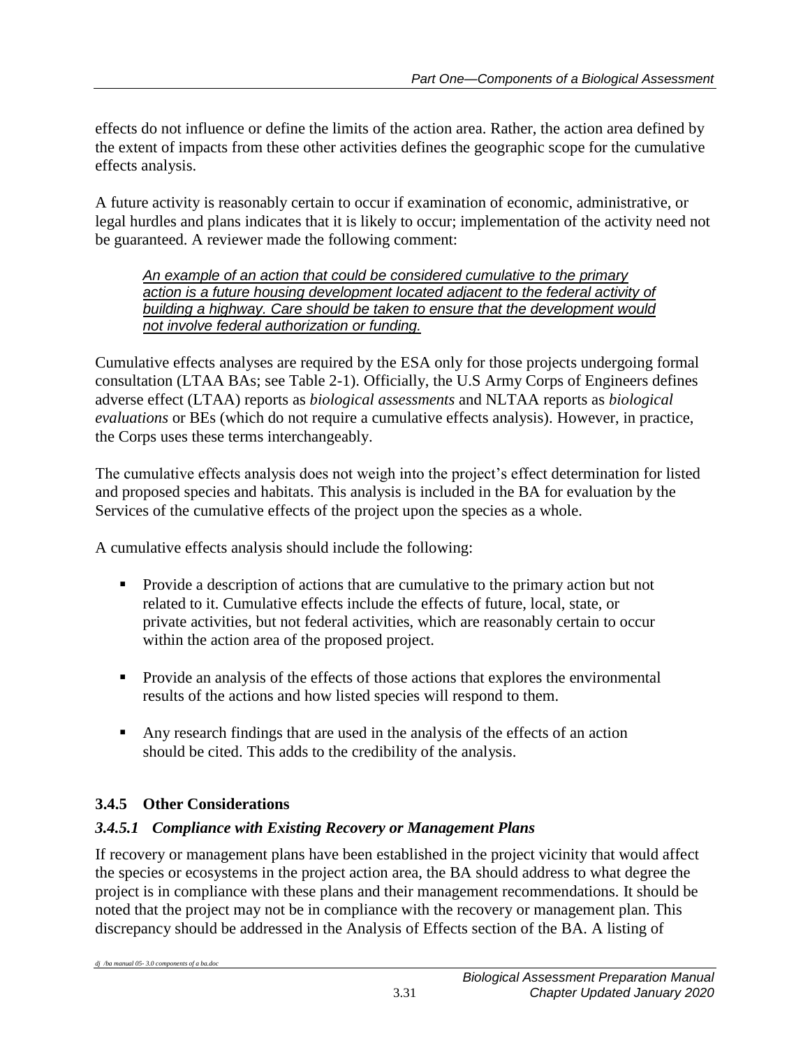effects do not influence or define the limits of the action area. Rather, the action area defined by the extent of impacts from these other activities defines the geographic scope for the cumulative effects analysis.

A future activity is reasonably certain to occur if examination of economic, administrative, or legal hurdles and plans indicates that it is likely to occur; implementation of the activity need not be guaranteed. A reviewer made the following comment:

> *An example of an action that could be considered cumulative to the primary action is a future housing development located adjacent to the federal activity of building a highway. Care should be taken to ensure that the development would not involve federal authorization or funding.*

Cumulative effects analyses are required by the ESA only for those projects undergoing formal consultation (LTAA BAs; see Table 2-1). Officially, the U.S Army Corps of Engineers defines adverse effect (LTAA) reports as *biological assessments* and NLTAA reports as *biological evaluations* or BEs (which do not require a cumulative effects analysis). However, in practice, the Corps uses these terms interchangeably.

The cumulative effects analysis does not weigh into the project's effect determination for listed and proposed species and habitats. This analysis is included in the BA for evaluation by the Services of the cumulative effects of the project upon the species as a whole.

A cumulative effects analysis should include the following:

- Provide a description of actions that are cumulative to the primary action but not related to it. Cumulative effects include the effects of future, local, state, or private activities, but not federal activities, which are reasonably certain to occur within the action area of the proposed project.
- Provide an analysis of the effects of those actions that explores the environmental results of the actions and how listed species will respond to them.
- Any research findings that are used in the analysis of the effects of an action should be cited. This adds to the credibility of the analysis.

### 3.4.5 Other Considerations

#### *3.4.5.1 Compliance with Existing Recovery or Management Plans*

If recovery or management plans have been established in the project vicinity that would affect the species or ecosystems in the project action area, the BA should address to what degree the project is in compliance with these plans and their management recommendations. It should be noted that the project may not be in compliance with the recovery or management plan. This discrepancy should be addressed in the Analysis of Effects section of the BA. A listing of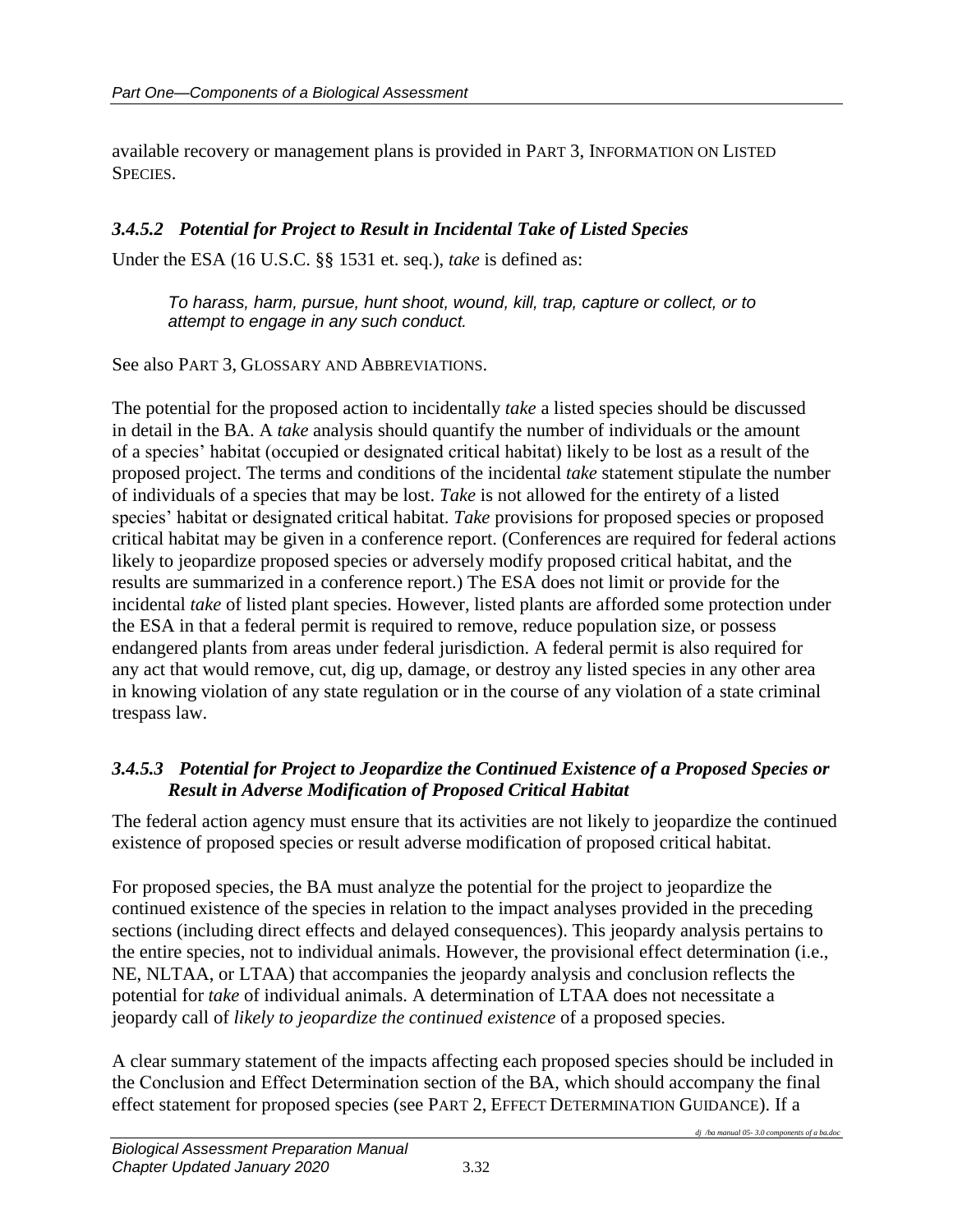available recovery or management plans is provided in PART 3, INFORMATION ON LISTED SPECIES.

### *3.4.5.2 Potential for Project to Result in Incidental Take of Listed Species*

Under the ESA (16 U.S.C. §§ 1531 et. seq.), *take* is defined as:

> *To harass, harm, pursue, hunt shoot, wound, kill, trap, capture or collect, or to attempt to engage in any such conduct.*

See also PART 3, GLOSSARY AND ABBREVIATIONS.

The potential for the proposed action to incidentally *take* a listed species should be discussed in detail in the BA. A *take* analysis should quantify the number of individuals or the amount of a species' habitat (occupied or designated critical habitat) likely to be lost as a result of the proposed project. The terms and conditions of the incidental *take* statement stipulate the number of individuals of a species that may be lost. *Take* is not allowed for the entirety of a listed species' habitat or designated critical habitat. *Take* provisions for proposed species or proposed critical habitat may be given in a conference report. (Conferences are required for federal actions likely to jeopardize proposed species or adversely modify proposed critical habitat, and the results are summarized in a conference report.) The ESA does not limit or provide for the incidental *take* of listed plant species. However, listed plants are afforded some protection under the ESA in that a federal permit is required to remove, reduce population size, or possess endangered plants from areas under federal jurisdiction. A federal permit is also required for any act that would remove, cut, dig up, damage, or destroy any listed species in any other area in knowing violation of any state regulation or in the course of any violation of a state criminal trespass law.

### *3.4.5.3 Potential for Project to Jeopardize the Continued Existence of a Proposed Species or Result in Adverse Modification of Proposed Critical Habitat*

The federal action agency must ensure that its activities are not likely to jeopardize the continued existence of proposed species or result adverse modification of proposed critical habitat.

For proposed species, the BA must analyze the potential for the project to jeopardize the continued existence of the species in relation to the impact analyses provided in the preceding sections (including direct effects and delayed consequences). This jeopardy analysis pertains to the entire species, not to individual animals. However, the provisional effect determination (i.e., NE, NLTAA, or LTAA) that accompanies the jeopardy analysis and conclusion reflects the potential for *take* of individual animals. A determination of LTAA does not necessitate a jeopardy call of *likely to jeopardize the continued existence* of a proposed species.

A clear summary statement of the impacts affecting each proposed species should be included in the Conclusion and Effect Determination section of the BA, which should accompany the final effect statement for proposed species (see PART 2, EFFECT DETERMINATION GUIDANCE). If a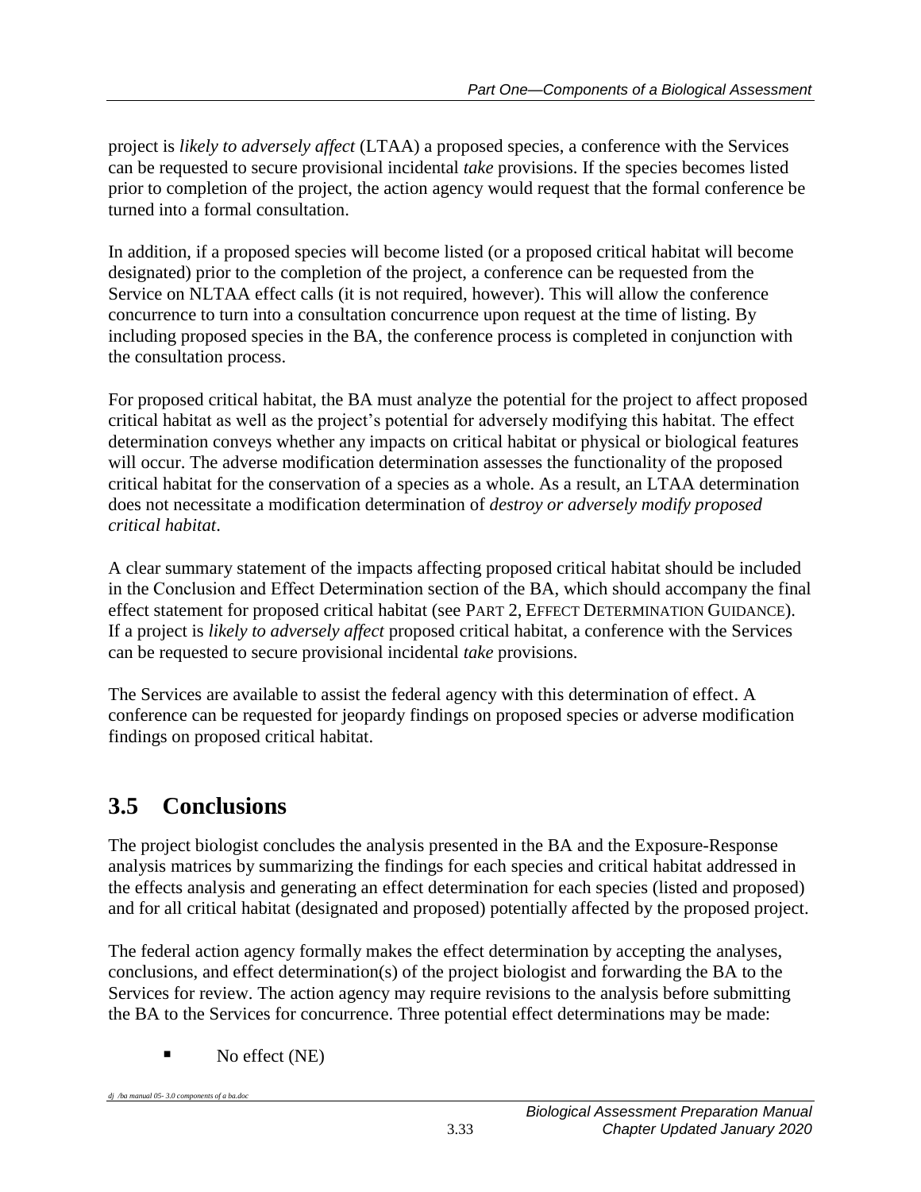project is *likely to adversely affect* (LTAA) a proposed species, a conference with the Services can be requested to secure provisional incidental *take* provisions. If the species becomes listed prior to completion of the project, the action agency would request that the formal conference be turned into a formal consultation.

In addition, if a proposed species will become listed (or a proposed critical habitat will become designated) prior to the completion of the project, a conference can be requested from the Service on NLTAA effect calls (it is not required, however). This will allow the conference concurrence to turn into a consultation concurrence upon request at the time of listing. By including proposed species in the BA, the conference process is completed in conjunction with the consultation process.

For proposed critical habitat, the BA must analyze the potential for the project to affect proposed critical habitat as well as the project's potential for adversely modifying this habitat. The effect determination conveys whether any impacts on critical habitat or physical or biological features will occur. The adverse modification determination assesses the functionality of the proposed critical habitat for the conservation of a species as a whole. As a result, an LTAA determination does not necessitate a modification determination of *destroy or adversely modify proposed critical habitat*.

A clear summary statement of the impacts affecting proposed critical habitat should be included in the Conclusion and Effect Determination section of the BA, which should accompany the final effect statement for proposed critical habitat (see PART 2, EFFECT DETERMINATION GUIDANCE). If a project is *likely to adversely affect* proposed critical habitat, a conference with the Services can be requested to secure provisional incidental *take* provisions.

The Services are available to assist the federal agency with this determination of effect. A conference can be requested for jeopardy findings on proposed species or adverse modification findings on proposed critical habitat.

## 3.5 Conclusions

The project biologist concludes the analysis presented in the BA and the Exposure-Response analysis matrices by summarizing the findings for each species and critical habitat addressed in the effects analysis and generating an effect determination for each species (listed and proposed) and for all critical habitat (designated and proposed) potentially affected by the proposed project.

The federal action agency formally makes the effect determination by accepting the analyses, conclusions, and effect determination(s) of the project biologist and forwarding the BA to the Services for review. The action agency may require revisions to the analysis before submitting the BA to the Services for concurrence. Three potential effect determinations may be made:

- No effect (NE)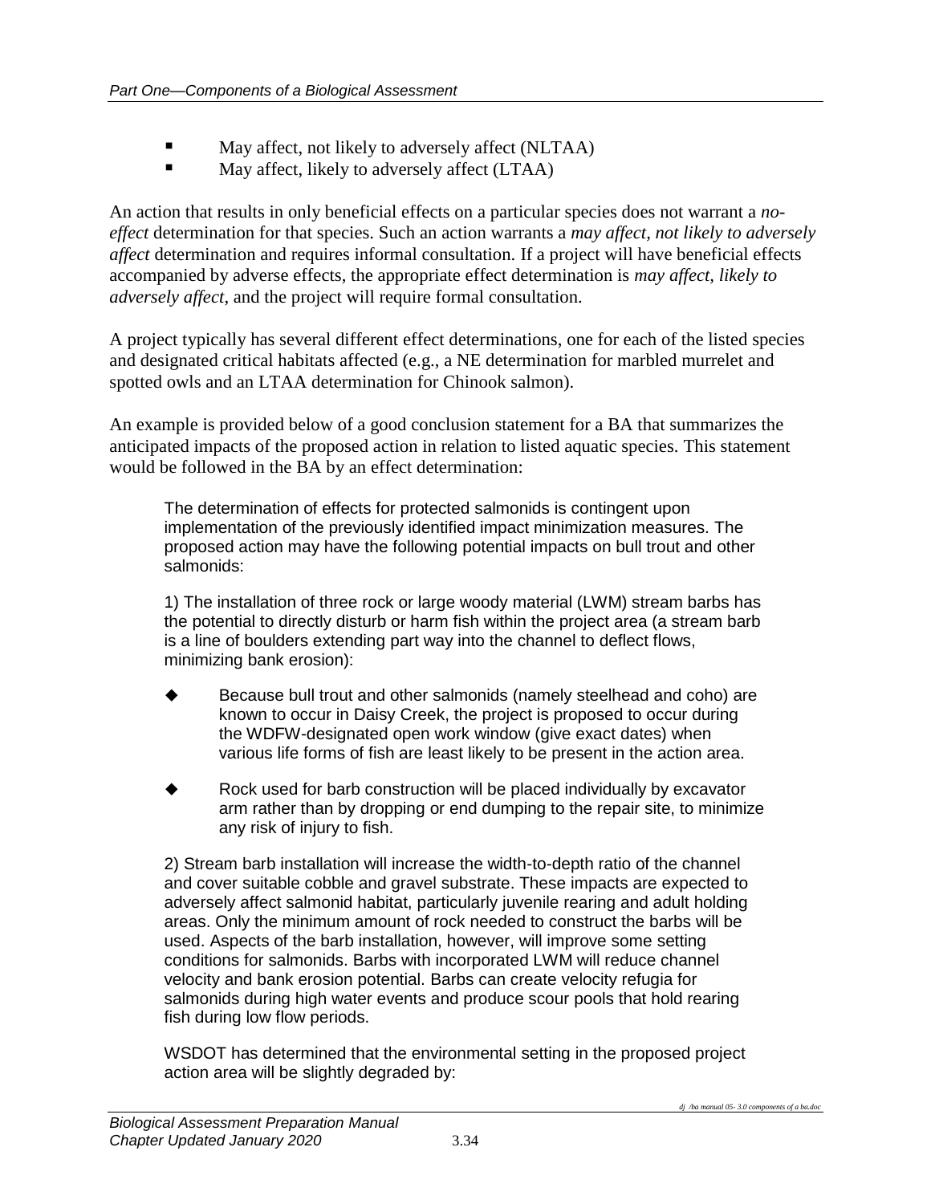- May affect, not likely to adversely affect (NLTAA)
- May affect, likely to adversely affect (LTAA)

An action that results in only beneficial effects on a particular species does not warrant a *no-effect* determination for that species. Such an action warrants a *may affect, not likely to adversely affect* determination and requires informal consultation. If a project will have beneficial effects accompanied by adverse effects, the appropriate effect determination is *may affect, likely to adversely affect*, and the project will require formal consultation.

A project typically has several different effect determinations, one for each of the listed species and designated critical habitats affected (e.g., a NE determination for marbled murrelet and spotted owls and an LTAA determination for Chinook salmon).

An example is provided below of a good conclusion statement for a BA that summarizes the anticipated impacts of the proposed action in relation to listed aquatic species. This statement would be followed in the BA by an effect determination:

> The determination of effects for protected salmonids is contingent upon implementation of the previously identified impact minimization measures. The proposed action may have the following potential impacts on bull trout and other salmonids:
>
> 1) The installation of three rock or large woody material (LWM) stream barbs has the potential to directly disturb or harm fish within the project area (a stream barb is a line of boulders extending part way into the channel to deflect flows, minimizing bank erosion):
>
> - Because bull trout and other salmonids (namely steelhead and coho) are known to occur in Daisy Creek, the project is proposed to occur during the WDFW-designated open work window (give exact dates) when various life forms of fish are least likely to be present in the action area.
> - Rock used for barb construction will be placed individually by excavator arm rather than by dropping or end dumping to the repair site, to minimize any risk of injury to fish.
>
> 2) Stream barb installation will increase the width-to-depth ratio of the channel and cover suitable cobble and gravel substrate. These impacts are expected to adversely affect salmonid habitat, particularly juvenile rearing and adult holding areas. Only the minimum amount of rock needed to construct the barbs will be used. Aspects of the barb installation, however, will improve some setting conditions for salmonids. Barbs with incorporated LWM will reduce channel velocity and bank erosion potential. Barbs can create velocity refugia for salmonids during high water events and produce scour pools that hold rearing fish during low flow periods.
>
> WSDOT has determined that the environmental setting in the proposed project action area will be slightly degraded by: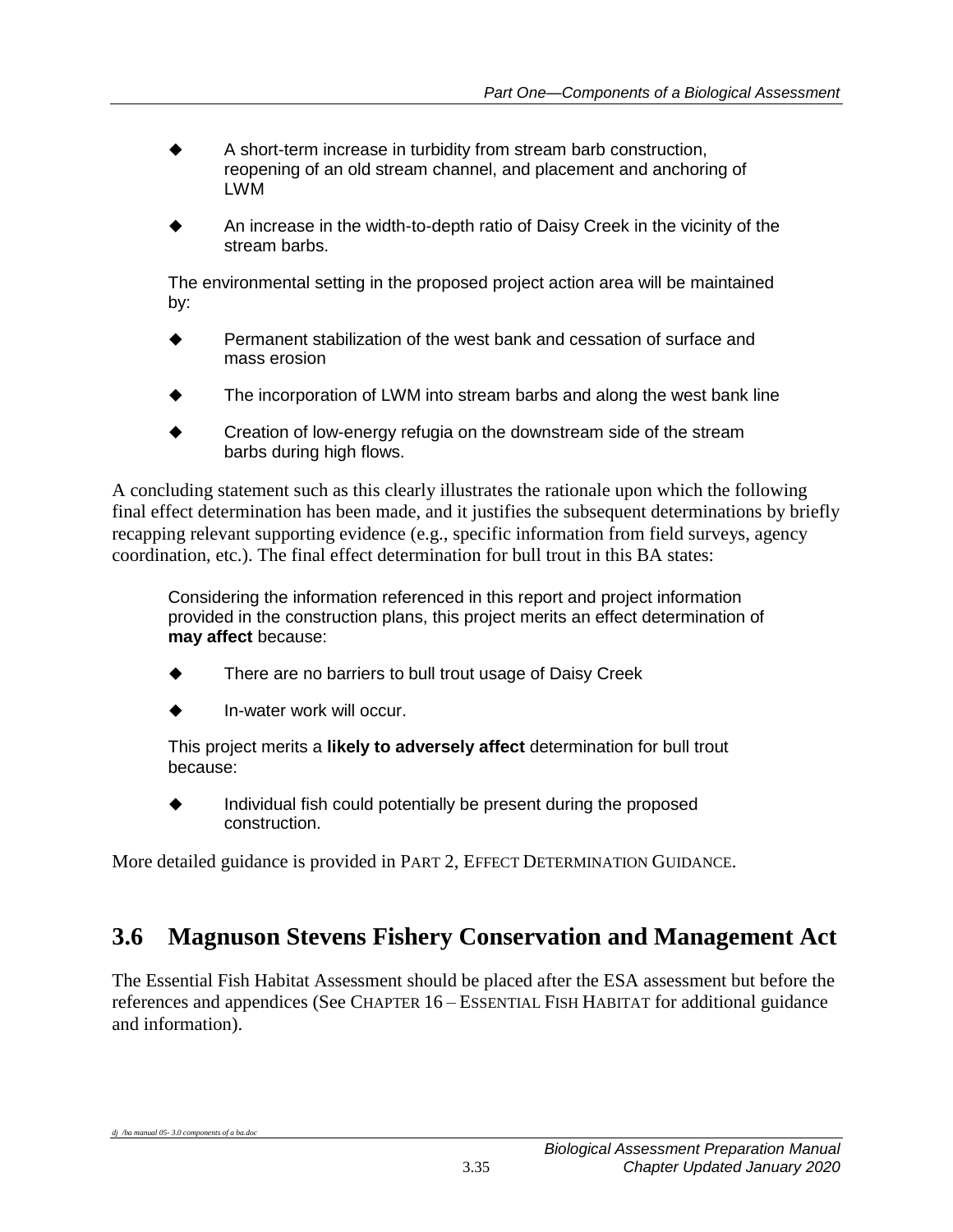- A short-term increase in turbidity from stream barb construction, reopening of an old stream channel, and placement and anchoring of LWM
- An increase in the width-to-depth ratio of Daisy Creek in the vicinity of the stream barbs.

The environmental setting in the proposed project action area will be maintained by:

- Permanent stabilization of the west bank and cessation of surface and mass erosion
- The incorporation of LWM into stream barbs and along the west bank line
- Creation of low-energy refugia on the downstream side of the stream barbs during high flows.

A concluding statement such as this clearly illustrates the rationale upon which the following final effect determination has been made, and it justifies the subsequent determinations by briefly recapping relevant supporting evidence (e.g., specific information from field surveys, agency coordination, etc.). The final effect determination for bull trout in this BA states:

> Considering the information referenced in this report and project information provided in the construction plans, this project merits an effect determination of **may affect** because:
>
> - There are no barriers to bull trout usage of Daisy Creek
> - In-water work will occur.
>
> This project merits a **likely to adversely affect** determination for bull trout because:
>
> - Individual fish could potentially be present during the proposed construction.

More detailed guidance is provided in PART 2, EFFECT DETERMINATION GUIDANCE.

## 3.6 Magnuson Stevens Fishery Conservation and Management Act

The Essential Fish Habitat Assessment should be placed after the ESA assessment but before the references and appendices (See CHAPTER 16 – ESSENTIAL FISH HABITAT for additional guidance and information).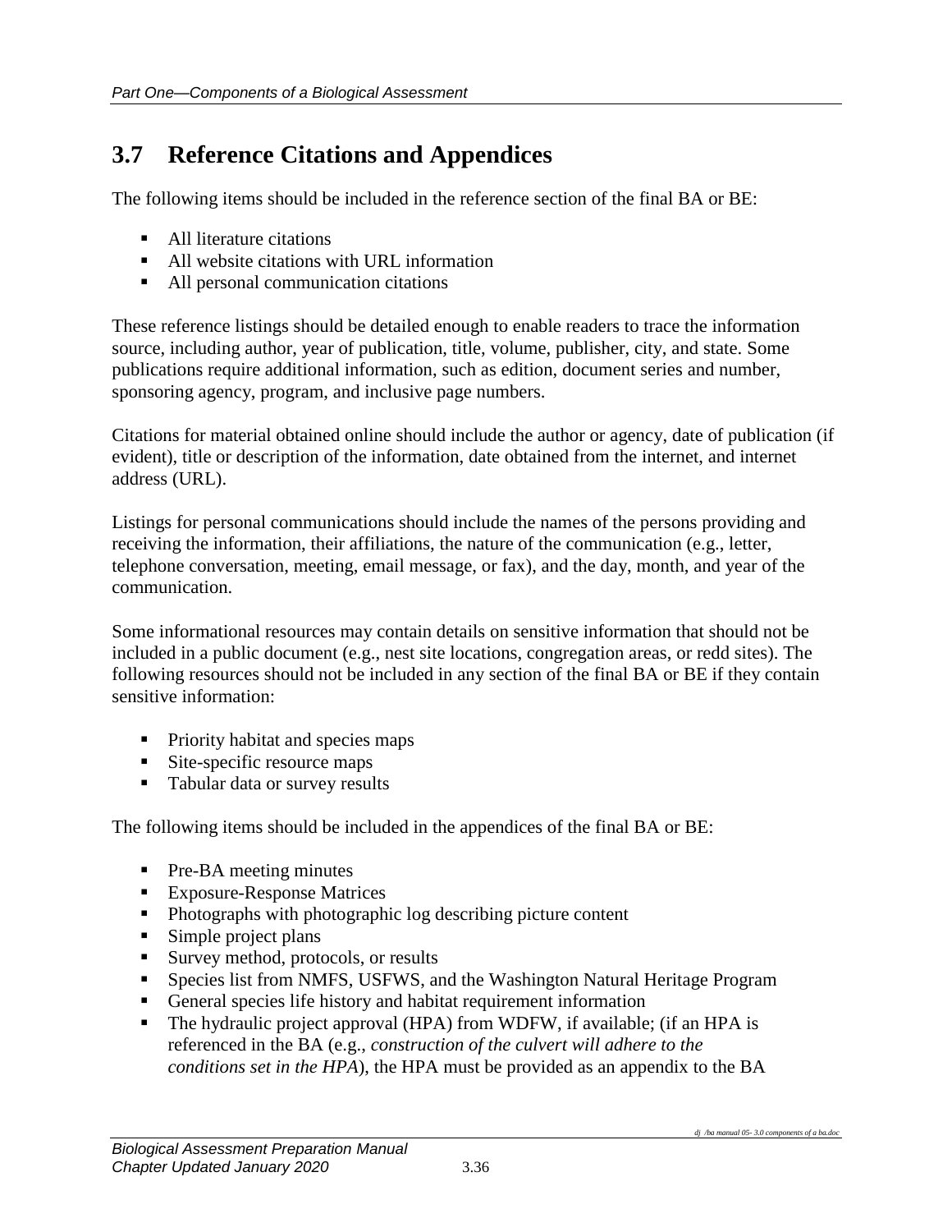## 3.7 Reference Citations and Appendices

The following items should be included in the reference section of the final BA or BE:

- All literature citations
- All website citations with URL information
- All personal communication citations

These reference listings should be detailed enough to enable readers to trace the information source, including author, year of publication, title, volume, publisher, city, and state. Some publications require additional information, such as edition, document series and number, sponsoring agency, program, and inclusive page numbers.

Citations for material obtained online should include the author or agency, date of publication (if evident), title or description of the information, date obtained from the internet, and internet address (URL).

Listings for personal communications should include the names of the persons providing and receiving the information, their affiliations, the nature of the communication (e.g., letter, telephone conversation, meeting, email message, or fax), and the day, month, and year of the communication.

Some informational resources may contain details on sensitive information that should not be included in a public document (e.g., nest site locations, congregation areas, or redd sites). The following resources should not be included in any section of the final BA or BE if they contain sensitive information:

- Priority habitat and species maps
- Site-specific resource maps
- Tabular data or survey results

The following items should be included in the appendices of the final BA or BE:

- Pre-BA meeting minutes
- Exposure-Response Matrices
- Photographs with photographic log describing picture content
- Simple project plans
- Survey method, protocols, or results
- Species list from NMFS, USFWS, and the Washington Natural Heritage Program
- General species life history and habitat requirement information
- The hydraulic project approval (HPA) from WDFW, if available; (if an HPA is referenced in the BA (e.g., *construction of the culvert will adhere to the conditions set in the HPA*), the HPA must be provided as an appendix to the BA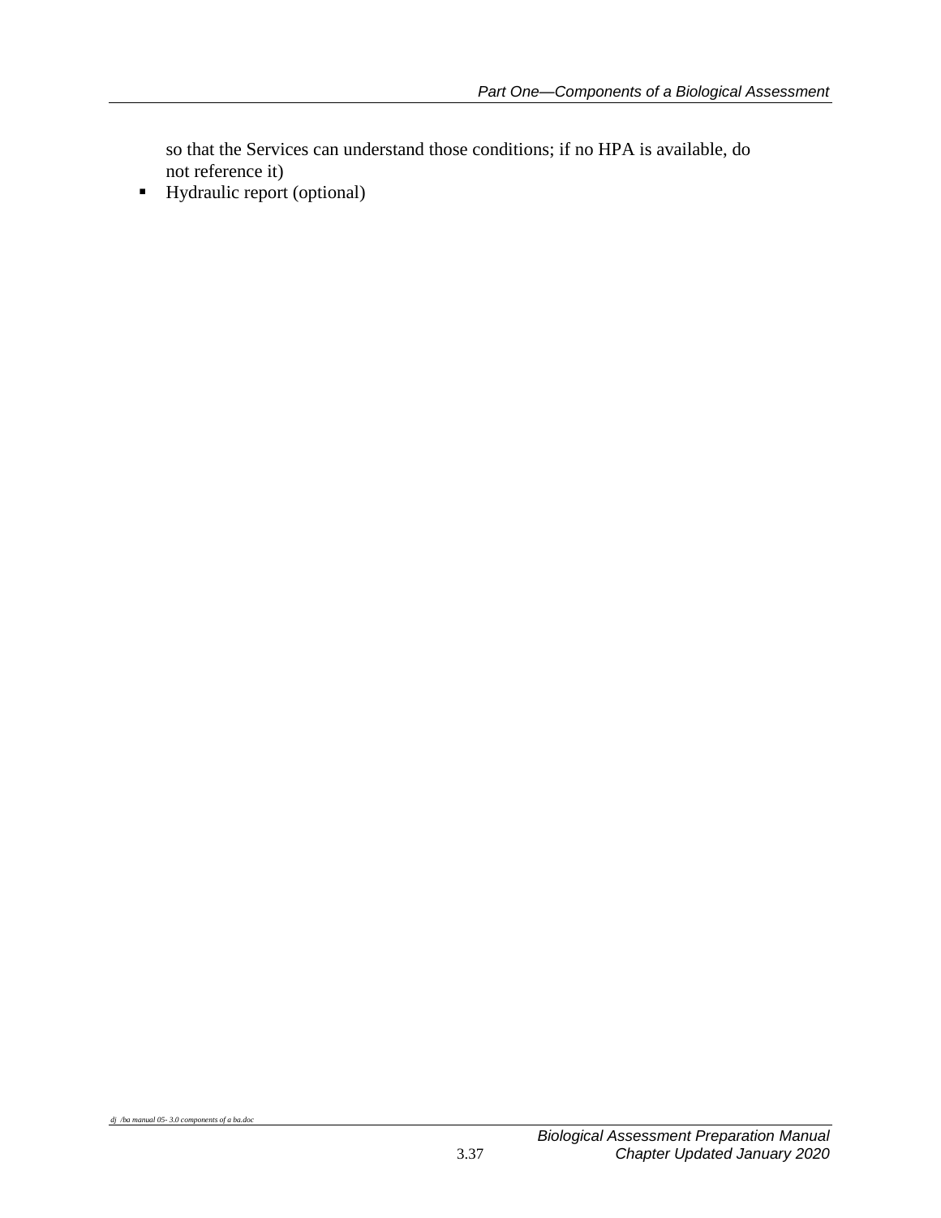so that the Services can understand those conditions; if no HPA is available, do not reference it)

- Hydraulic report (optional)